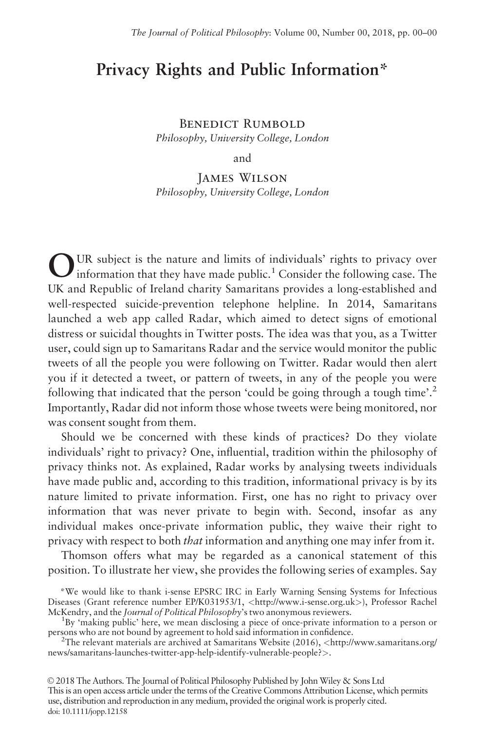# Privacy Rights and Public Information*

BENEDICT RUMBOLD
*Philosophy, University College, London*

and

JAMES WILSON
*Philosophy, University College, London*

OUR subject is the nature and limits of individuals' rights to privacy over information that they have made public.[1] Consider the following case. The UK and Republic of Ireland charity Samaritans provides a long-established and well-respected suicide-prevention telephone helpline. In 2014, Samaritans launched a web app called Radar, which aimed to detect signs of emotional distress or suicidal thoughts in Twitter posts. The idea was that you, as a Twitter user, could sign up to Samaritans Radar and the service would monitor the public tweets of all the people you were following on Twitter. Radar would then alert you if it detected a tweet, or pattern of tweets, in any of the people you were following that indicated that the person 'could be going through a tough time'.[2] Importantly, Radar did not inform those whose tweets were being monitored, nor was consent sought from them.

Should we be concerned with these kinds of practices? Do they violate individuals' right to privacy? One, influential, tradition within the philosophy of privacy thinks not. As explained, Radar works by analysing tweets individuals have made public and, according to this tradition, informational privacy is by its nature limited to private information. First, one has no right to privacy over information that was never private to begin with. Second, insofar as any individual makes once-private information public, they waive their right to privacy with respect to both *that* information and anything one may infer from it.

Thomson offers what may be regarded as a canonical statement of this position. To illustrate her view, she provides the following series of examples. Say

*We would like to thank i-sense EPSRC IRC in Early Warning Sensing Systems for Infectious Diseases (Grant reference number EP/K031953/1, <http://www.i-sense.org.uk>), Professor Rachel McKendry, and the *Journal of Political Philosophy*'s two anonymous reviewers.

[1]By 'making public' here, we mean disclosing a piece of once-private information to a person or persons who are not bound by agreement to hold said information in confidence.

[2]The relevant materials are archived at Samaritans Website (2016), <http://www.samaritans.org/news/samaritans-launches-twitter-app-help-identify-vulnerable-people?>.

© 2018 The Authors. The Journal of Political Philosophy Published by John Wiley & Sons Ltd
This is an open access article under the terms of the Creative Commons Attribution License, which permits use, distribution and reproduction in any medium, provided the original work is properly cited.
doi: 10.1111/jopp.12158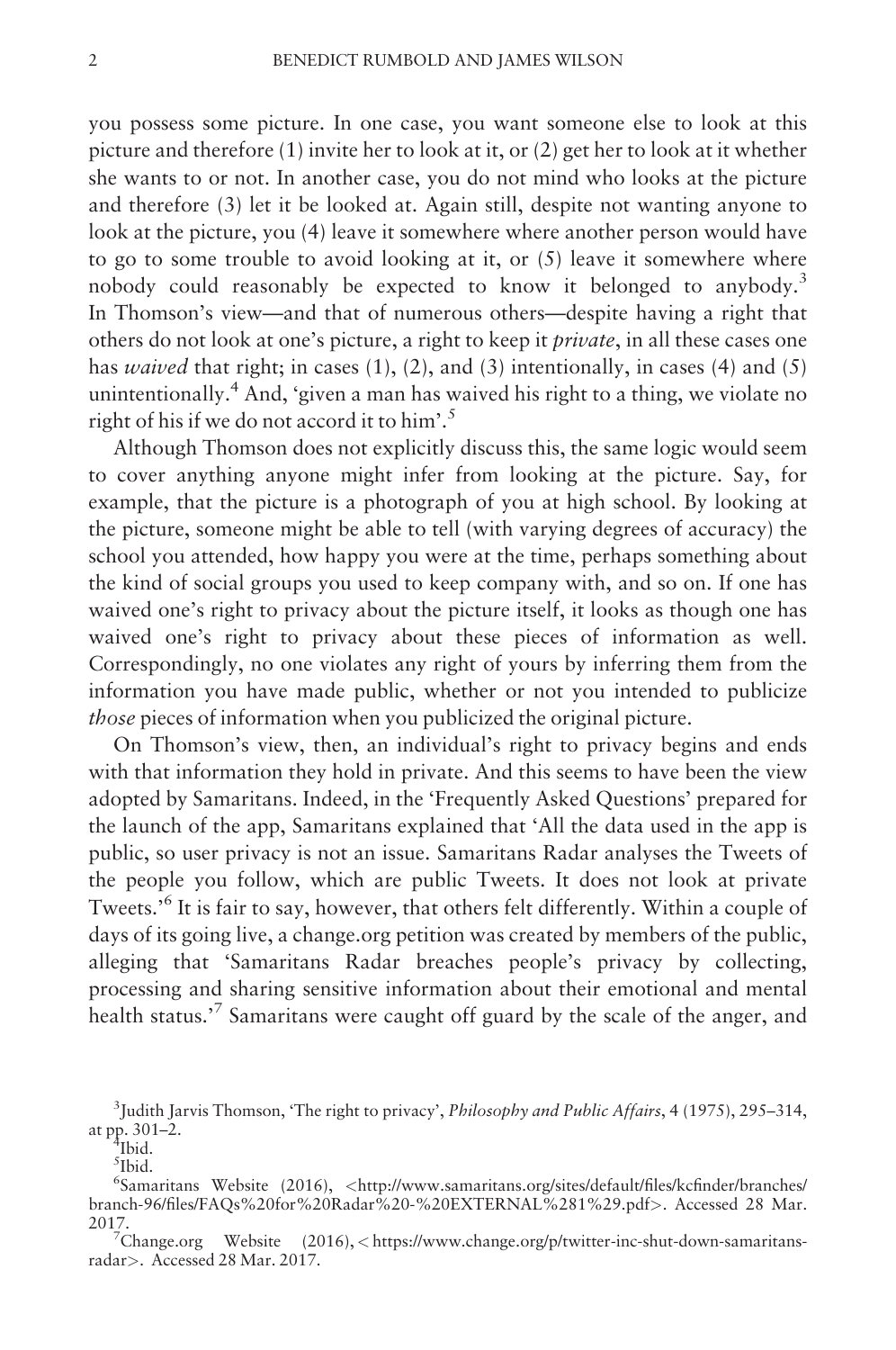you possess some picture. In one case, you want someone else to look at this picture and therefore (1) invite her to look at it, or (2) get her to look at it whether she wants to or not. In another case, you do not mind who looks at the picture and therefore (3) let it be looked at. Again still, despite not wanting anyone to look at the picture, you (4) leave it somewhere where another person would have to go to some trouble to avoid looking at it, or (5) leave it somewhere where nobody could reasonably be expected to know it belonged to anybody.[3] In Thomson's view—and that of numerous others—despite having a right that others do not look at one's picture, a right to keep it *private*, in all these cases one has *waived* that right; in cases (1), (2), and (3) intentionally, in cases (4) and (5) unintentionally.[4] And, 'given a man has waived his right to a thing, we violate no right of his if we do not accord it to him'.[5]

Although Thomson does not explicitly discuss this, the same logic would seem to cover anything anyone might infer from looking at the picture. Say, for example, that the picture is a photograph of you at high school. By looking at the picture, someone might be able to tell (with varying degrees of accuracy) the school you attended, how happy you were at the time, perhaps something about the kind of social groups you used to keep company with, and so on. If one has waived one's right to privacy about the picture itself, it looks as though one has waived one's right to privacy about these pieces of information as well. Correspondingly, no one violates any right of yours by inferring them from the information you have made public, whether or not you intended to publicize *those* pieces of information when you publicized the original picture.

On Thomson's view, then, an individual's right to privacy begins and ends with that information they hold in private. And this seems to have been the view adopted by Samaritans. Indeed, in the 'Frequently Asked Questions' prepared for the launch of the app, Samaritans explained that 'All the data used in the app is public, so user privacy is not an issue. Samaritans Radar analyses the Tweets of the people you follow, which are public Tweets. It does not look at private Tweets.'[6] It is fair to say, however, that others felt differently. Within a couple of days of its going live, a change.org petition was created by members of the public, alleging that 'Samaritans Radar breaches people's privacy by collecting, processing and sharing sensitive information about their emotional and mental health status.'[7] Samaritans were caught off guard by the scale of the anger, and

[3] Judith Jarvis Thomson, 'The right to privacy', *Philosophy and Public Affairs*, 4 (1975), 295–314, at pp. 301–2.

[4] Ibid.

[5] Ibid.

[6] Samaritans Website (2016), <http://www.samaritans.org/sites/default/files/kcfinder/branches/branch-96/files/FAQs%20for%20Radar%20-%20EXTERNAL%281%29.pdf>. Accessed 28 Mar. 2017.

[7] Change.org Website (2016), < https://www.change.org/p/twitter-inc-shut-down-samaritans-radar>. Accessed 28 Mar. 2017.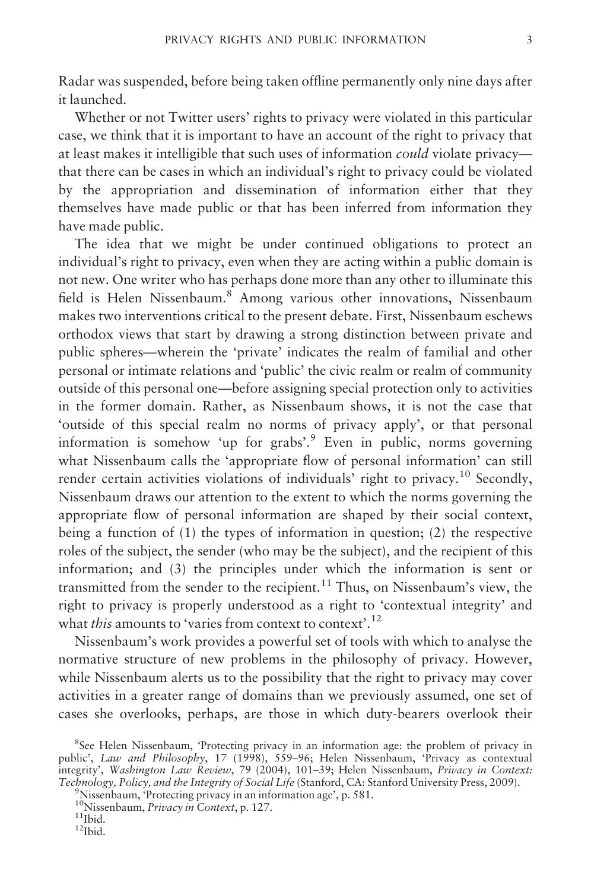Radar was suspended, before being taken offline permanently only nine days after it launched.

Whether or not Twitter users' rights to privacy were violated in this particular case, we think that it is important to have an account of the right to privacy that at least makes it intelligible that such uses of information *could* violate privacy—that there can be cases in which an individual's right to privacy could be violated by the appropriation and dissemination of information either that they themselves have made public or that has been inferred from information they have made public.

The idea that we might be under continued obligations to protect an individual's right to privacy, even when they are acting within a public domain is not new. One writer who has perhaps done more than any other to illuminate this field is Helen Nissenbaum.[8] Among various other innovations, Nissenbaum makes two interventions critical to the present debate. First, Nissenbaum eschews orthodox views that start by drawing a strong distinction between private and public spheres—wherein the 'private' indicates the realm of familial and other personal or intimate relations and 'public' the civic realm or realm of community outside of this personal one—before assigning special protection only to activities in the former domain. Rather, as Nissenbaum shows, it is not the case that 'outside of this special realm no norms of privacy apply', or that personal information is somehow 'up for grabs'.[9] Even in public, norms governing what Nissenbaum calls the 'appropriate flow of personal information' can still render certain activities violations of individuals' right to privacy.[10] Secondly, Nissenbaum draws our attention to the extent to which the norms governing the appropriate flow of personal information are shaped by their social context, being a function of (1) the types of information in question; (2) the respective roles of the subject, the sender (who may be the subject), and the recipient of this information; and (3) the principles under which the information is sent or transmitted from the sender to the recipient.[11] Thus, on Nissenbaum's view, the right to privacy is properly understood as a right to 'contextual integrity' and what *this* amounts to 'varies from context to context'.[12]

Nissenbaum's work provides a powerful set of tools with which to analyse the normative structure of new problems in the philosophy of privacy. However, while Nissenbaum alerts us to the possibility that the right to privacy may cover activities in a greater range of domains than we previously assumed, one set of cases she overlooks, perhaps, are those in which duty-bearers overlook their

[8]See Helen Nissenbaum, 'Protecting privacy in an information age: the problem of privacy in public', *Law and Philosophy*, 17 (1998), 559–96; Helen Nissenbaum, 'Privacy as contextual integrity', *Washington Law Review*, 79 (2004), 101–39; Helen Nissenbaum, *Privacy in Context: Technology, Policy, and the Integrity of Social Life* (Stanford, CA: Stanford University Press, 2009).

[9]Nissenbaum, 'Protecting privacy in an information age', p. 581.

[10]Nissenbaum, *Privacy in Context*, p. 127.

[11]Ibid.

[12]Ibid.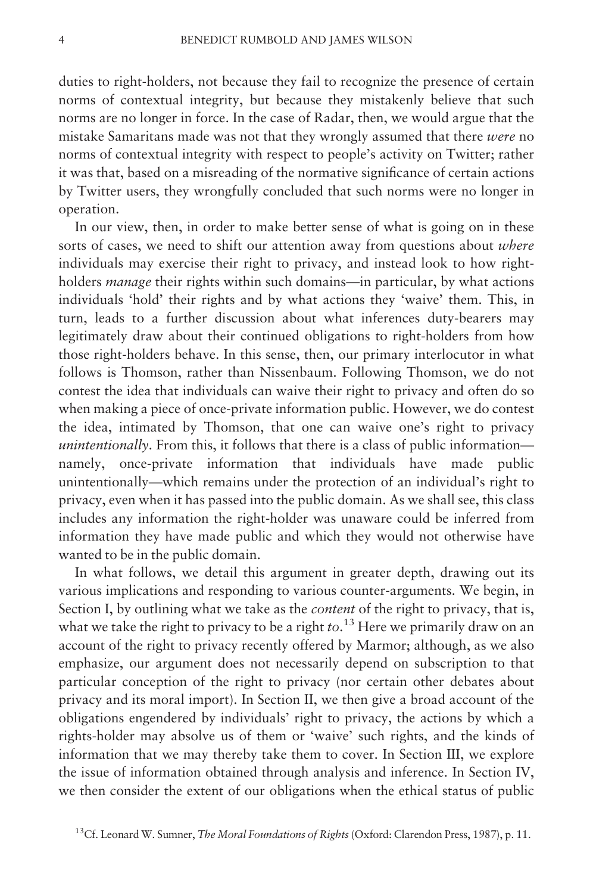duties to right-holders, not because they fail to recognize the presence of certain norms of contextual integrity, but because they mistakenly believe that such norms are no longer in force. In the case of Radar, then, we would argue that the mistake Samaritans made was not that they wrongly assumed that there *were* no norms of contextual integrity with respect to people's activity on Twitter; rather it was that, based on a misreading of the normative significance of certain actions by Twitter users, they wrongfully concluded that such norms were no longer in operation.

In our view, then, in order to make better sense of what is going on in these sorts of cases, we need to shift our attention away from questions about *where* individuals may exercise their right to privacy, and instead look to how right-holders *manage* their rights within such domains—in particular, by what actions individuals 'hold' their rights and by what actions they 'waive' them. This, in turn, leads to a further discussion about what inferences duty-bearers may legitimately draw about their continued obligations to right-holders from how those right-holders behave. In this sense, then, our primary interlocutor in what follows is Thomson, rather than Nissenbaum. Following Thomson, we do not contest the idea that individuals can waive their right to privacy and often do so when making a piece of once-private information public. However, we do contest the idea, intimated by Thomson, that one can waive one's right to privacy *unintentionally*. From this, it follows that there is a class of public information—namely, once-private information that individuals have made public unintentionally—which remains under the protection of an individual's right to privacy, even when it has passed into the public domain. As we shall see, this class includes any information the right-holder was unaware could be inferred from information they have made public and which they would not otherwise have wanted to be in the public domain.

In what follows, we detail this argument in greater depth, drawing out its various implications and responding to various counter-arguments. We begin, in Section I, by outlining what we take as the *content* of the right to privacy, that is, what we take the right to privacy to be a right *to*.[13] Here we primarily draw on an account of the right to privacy recently offered by Marmor; although, as we also emphasize, our argument does not necessarily depend on subscription to that particular conception of the right to privacy (nor certain other debates about privacy and its moral import). In Section II, we then give a broad account of the obligations engendered by individuals' right to privacy, the actions by which a rights-holder may absolve us of them or 'waive' such rights, and the kinds of information that we may thereby take them to cover. In Section III, we explore the issue of information obtained through analysis and inference. In Section IV, we then consider the extent of our obligations when the ethical status of public

[13] Cf. Leonard W. Sumner, *The Moral Foundations of Rights* (Oxford: Clarendon Press, 1987), p. 11.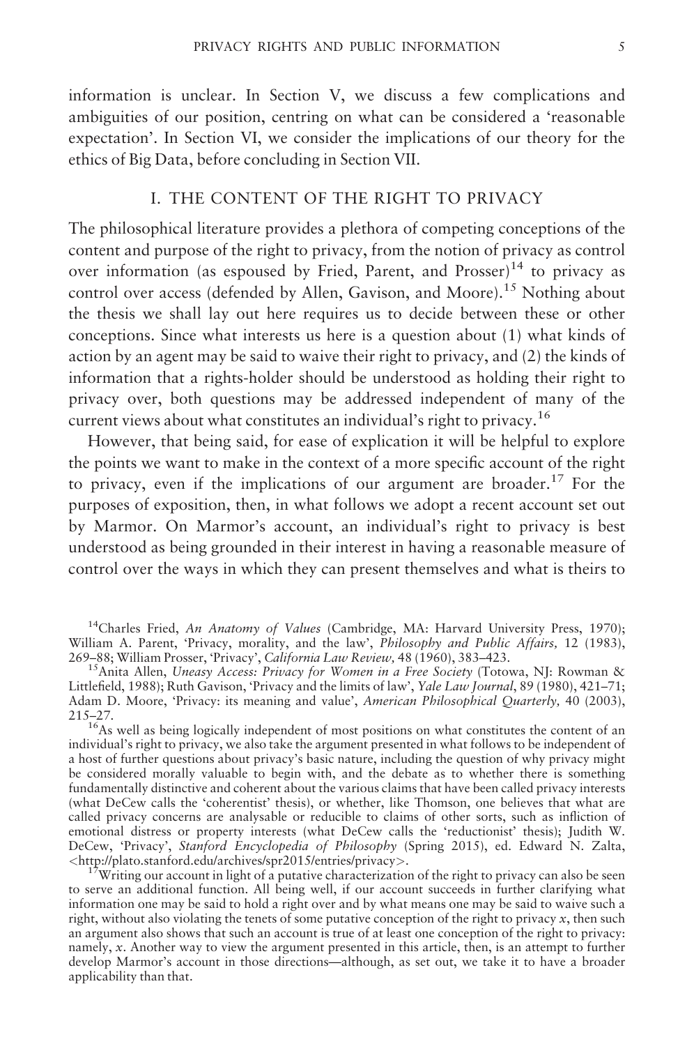information is unclear. In Section V, we discuss a few complications and ambiguities of our position, centring on what can be considered a 'reasonable expectation'. In Section VI, we consider the implications of our theory for the ethics of Big Data, before concluding in Section VII.

## I. THE CONTENT OF THE RIGHT TO PRIVACY

The philosophical literature provides a plethora of competing conceptions of the content and purpose of the right to privacy, from the notion of privacy as control over information (as espoused by Fried, Parent, and Prosser)[14] to privacy as control over access (defended by Allen, Gavison, and Moore).[15] Nothing about the thesis we shall lay out here requires us to decide between these or other conceptions. Since what interests us here is a question about (1) what kinds of action by an agent may be said to waive their right to privacy, and (2) the kinds of information that a rights-holder should be understood as holding their right to privacy over, both questions may be addressed independent of many of the current views about what constitutes an individual's right to privacy.[16]

However, that being said, for ease of explication it will be helpful to explore the points we want to make in the context of a more specific account of the right to privacy, even if the implications of our argument are broader.[17] For the purposes of exposition, then, in what follows we adopt a recent account set out by Marmor. On Marmor's account, an individual's right to privacy is best understood as being grounded in their interest in having a reasonable measure of control over the ways in which they can present themselves and what is theirs to

---

[14]Charles Fried, *An Anatomy of Values* (Cambridge, MA: Harvard University Press, 1970); William A. Parent, 'Privacy, morality, and the law', *Philosophy and Public Affairs,* 12 (1983), 269–88; William Prosser, 'Privacy', *California Law Review,* 48 (1960), 383–423.

[15]Anita Allen, *Uneasy Access: Privacy for Women in a Free Society* (Totowa, NJ: Rowman & Littlefield, 1988); Ruth Gavison, 'Privacy and the limits of law', *Yale Law Journal*, 89 (1980), 421–71; Adam D. Moore, 'Privacy: its meaning and value', *American Philosophical Quarterly,* 40 (2003), 215–27.

[16]As well as being logically independent of most positions on what constitutes the content of an individual's right to privacy, we also take the argument presented in what follows to be independent of a host of further questions about privacy's basic nature, including the question of why privacy might be considered morally valuable to begin with, and the debate as to whether there is something fundamentally distinctive and coherent about the various claims that have been called privacy interests (what DeCew calls the 'coherentist' thesis), or whether, like Thomson, one believes that what are called privacy concerns are analysable or reducible to claims of other sorts, such as infliction of emotional distress or property interests (what DeCew calls the 'reductionist' thesis); Judith W. DeCew, 'Privacy', *Stanford Encyclopedia of Philosophy* (Spring 2015), ed. Edward N. Zalta, <http://plato.stanford.edu/archives/spr2015/entries/privacy>.

[17]Writing our account in light of a putative characterization of the right to privacy can also be seen to serve an additional function. All being well, if our account succeeds in further clarifying what information one may be said to hold a right over and by what means one may be said to waive such a right, without also violating the tenets of some putative conception of the right to privacy $x$, then such an argument also shows that such an account is true of at least one conception of the right to privacy: namely, $x$. Another way to view the argument presented in this article, then, is an attempt to further develop Marmor's account in those directions—although, as set out, we take it to have a broader applicability than that.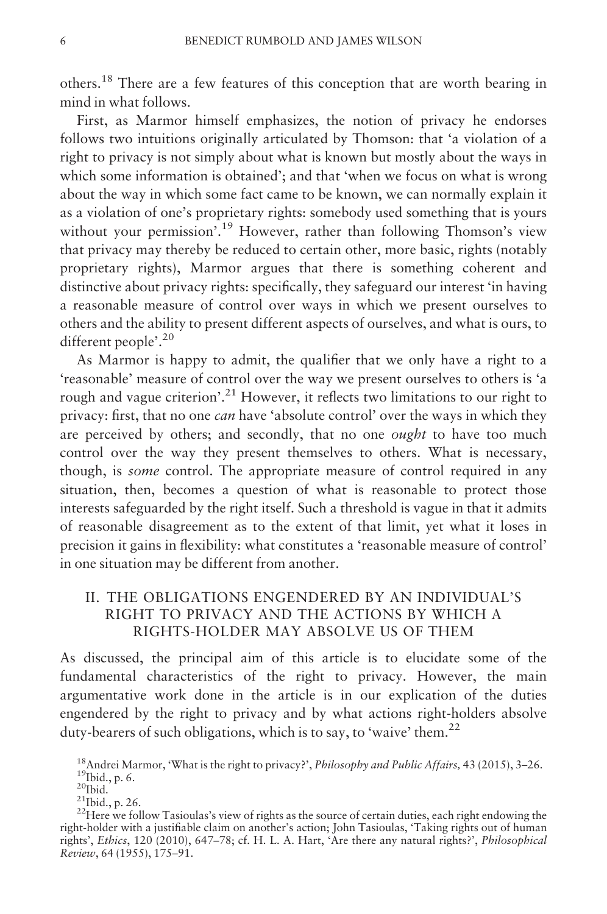others.[18] There are a few features of this conception that are worth bearing in mind in what follows.

First, as Marmor himself emphasizes, the notion of privacy he endorses follows two intuitions originally articulated by Thomson: that 'a violation of a right to privacy is not simply about what is known but mostly about the ways in which some information is obtained'; and that 'when we focus on what is wrong about the way in which some fact came to be known, we can normally explain it as a violation of one's proprietary rights: somebody used something that is yours without your permission'.[19] However, rather than following Thomson's view that privacy may thereby be reduced to certain other, more basic, rights (notably proprietary rights), Marmor argues that there is something coherent and distinctive about privacy rights: specifically, they safeguard our interest 'in having a reasonable measure of control over ways in which we present ourselves to others and the ability to present different aspects of ourselves, and what is ours, to different people'.[20]

As Marmor is happy to admit, the qualifier that we only have a right to a 'reasonable' measure of control over the way we present ourselves to others is 'a rough and vague criterion'.[21] However, it reflects two limitations to our right to privacy: first, that no one *can* have 'absolute control' over the ways in which they are perceived by others; and secondly, that no one *ought* to have too much control over the way they present themselves to others. What is necessary, though, is *some* control. The appropriate measure of control required in any situation, then, becomes a question of what is reasonable to protect those interests safeguarded by the right itself. Such a threshold is vague in that it admits of reasonable disagreement as to the extent of that limit, yet what it loses in precision it gains in flexibility: what constitutes a 'reasonable measure of control' in one situation may be different from another.

## II. THE OBLIGATIONS ENGENDERED BY AN INDIVIDUAL'S RIGHT TO PRIVACY AND THE ACTIONS BY WHICH A RIGHTS-HOLDER MAY ABSOLVE US OF THEM

As discussed, the principal aim of this article is to elucidate some of the fundamental characteristics of the right to privacy. However, the main argumentative work done in the article is in our explication of the duties engendered by the right to privacy and by what actions right-holders absolve duty-bearers of such obligations, which is to say, to 'waive' them.[22]

[18] Andrei Marmor, 'What is the right to privacy?', *Philosophy and Public Affairs,* 43 (2015), 3–26.

[19] Ibid., p. 6.

[20] Ibid.

[21] Ibid., p. 26.

[22] Here we follow Tasioulas's view of rights as the source of certain duties, each right endowing the right-holder with a justifiable claim on another's action; John Tasioulas, 'Taking rights out of human rights', *Ethics*, 120 (2010), 647–78; cf. H. L. A. Hart, 'Are there any natural rights?', *Philosophical Review*, 64 (1955), 175–91.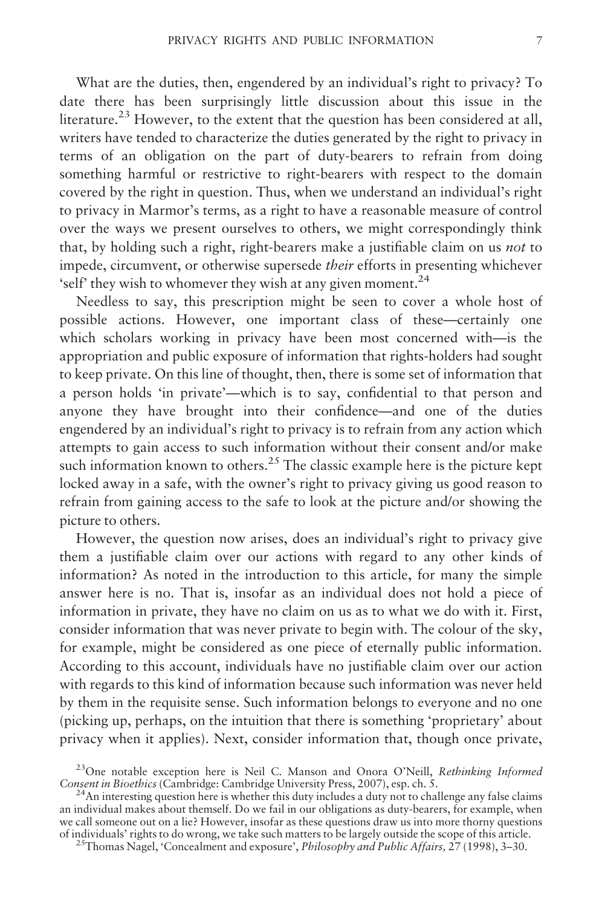What are the duties, then, engendered by an individual's right to privacy? To date there has been surprisingly little discussion about this issue in the literature.[23] However, to the extent that the question has been considered at all, writers have tended to characterize the duties generated by the right to privacy in terms of an obligation on the part of duty-bearers to refrain from doing something harmful or restrictive to right-bearers with respect to the domain covered by the right in question. Thus, when we understand an individual's right to privacy in Marmor's terms, as a right to have a reasonable measure of control over the ways we present ourselves to others, we might correspondingly think that, by holding such a right, right-bearers make a justifiable claim on us *not* to impede, circumvent, or otherwise supersede *their* efforts in presenting whichever 'self' they wish to whomever they wish at any given moment.[24]

Needless to say, this prescription might be seen to cover a whole host of possible actions. However, one important class of these—certainly one which scholars working in privacy have been most concerned with—is the appropriation and public exposure of information that rights-holders had sought to keep private. On this line of thought, then, there is some set of information that a person holds 'in private'—which is to say, confidential to that person and anyone they have brought into their confidence—and one of the duties engendered by an individual's right to privacy is to refrain from any action which attempts to gain access to such information without their consent and/or make such information known to others.[25] The classic example here is the picture kept locked away in a safe, with the owner's right to privacy giving us good reason to refrain from gaining access to the safe to look at the picture and/or showing the picture to others.

However, the question now arises, does an individual's right to privacy give them a justifiable claim over our actions with regard to any other kinds of information? As noted in the introduction to this article, for many the simple answer here is no. That is, insofar as an individual does not hold a piece of information in private, they have no claim on us as to what we do with it. First, consider information that was never private to begin with. The colour of the sky, for example, might be considered as one piece of eternally public information. According to this account, individuals have no justifiable claim over our action with regards to this kind of information because such information was never held by them in the requisite sense. Such information belongs to everyone and no one (picking up, perhaps, on the intuition that there is something 'proprietary' about privacy when it applies). Next, consider information that, though once private,

[23]One notable exception here is Neil C. Manson and Onora O'Neill, *Rethinking Informed Consent in Bioethics* (Cambridge: Cambridge University Press, 2007), esp. ch. 5.

[24]An interesting question here is whether this duty includes a duty not to challenge any false claims an individual makes about themself. Do we fail in our obligations as duty-bearers, for example, when we call someone out on a lie? However, insofar as these questions draw us into more thorny questions of individuals' rights to do wrong, we take such matters to be largely outside the scope of this article.

[25]Thomas Nagel, 'Concealment and exposure', *Philosophy and Public Affairs,* 27 (1998), 3–30.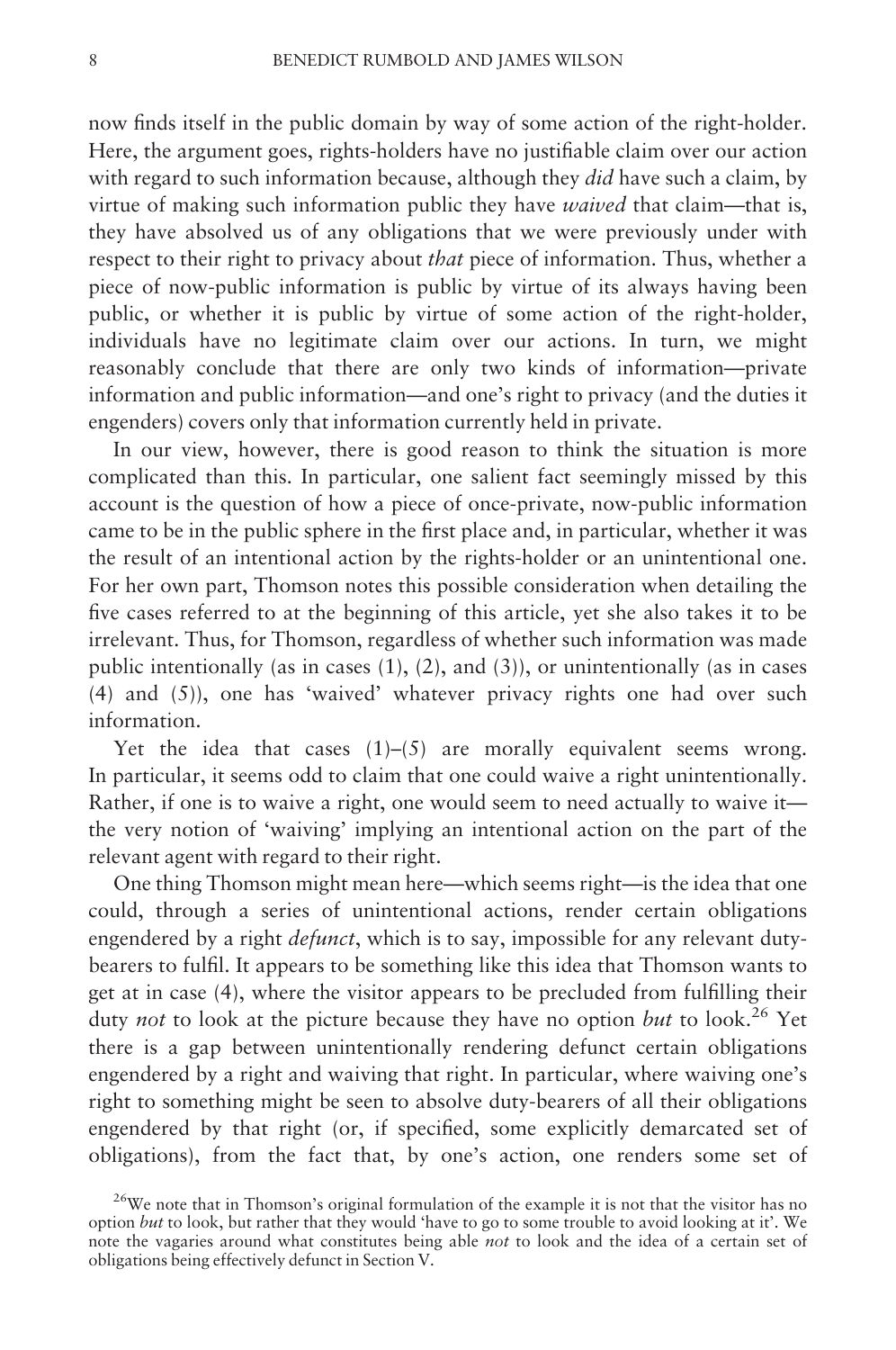now finds itself in the public domain by way of some action of the right-holder. Here, the argument goes, rights-holders have no justifiable claim over our action with regard to such information because, although they *did* have such a claim, by virtue of making such information public they have *waived* that claim—that is, they have absolved us of any obligations that we were previously under with respect to their right to privacy about *that* piece of information. Thus, whether a piece of now-public information is public by virtue of its always having been public, or whether it is public by virtue of some action of the right-holder, individuals have no legitimate claim over our actions. In turn, we might reasonably conclude that there are only two kinds of information—private information and public information—and one's right to privacy (and the duties it engenders) covers only that information currently held in private.

In our view, however, there is good reason to think the situation is more complicated than this. In particular, one salient fact seemingly missed by this account is the question of how a piece of once-private, now-public information came to be in the public sphere in the first place and, in particular, whether it was the result of an intentional action by the rights-holder or an unintentional one. For her own part, Thomson notes this possible consideration when detailing the five cases referred to at the beginning of this article, yet she also takes it to be irrelevant. Thus, for Thomson, regardless of whether such information was made public intentionally (as in cases (1), (2), and (3)), or unintentionally (as in cases (4) and (5)), one has 'waived' whatever privacy rights one had over such information.

Yet the idea that cases (1)–(5) are morally equivalent seems wrong. In particular, it seems odd to claim that one could waive a right unintentionally. Rather, if one is to waive a right, one would seem to need actually to waive it—the very notion of 'waiving' implying an intentional action on the part of the relevant agent with regard to their right.

One thing Thomson might mean here—which seems right—is the idea that one could, through a series of unintentional actions, render certain obligations engendered by a right *defunct*, which is to say, impossible for any relevant duty-bearers to fulfil. It appears to be something like this idea that Thomson wants to get at in case (4), where the visitor appears to be precluded from fulfilling their duty *not* to look at the picture because they have no option *but* to look.[26] Yet there is a gap between unintentionally rendering defunct certain obligations engendered by a right and waiving that right. In particular, where waiving one's right to something might be seen to absolve duty-bearers of all their obligations engendered by that right (or, if specified, some explicitly demarcated set of obligations), from the fact that, by one's action, one renders some set of

[26]We note that in Thomson's original formulation of the example it is not that the visitor has no option *but* to look, but rather that they would 'have to go to some trouble to avoid looking at it'. We note the vagaries around what constitutes being able *not* to look and the idea of a certain set of obligations being effectively defunct in Section V.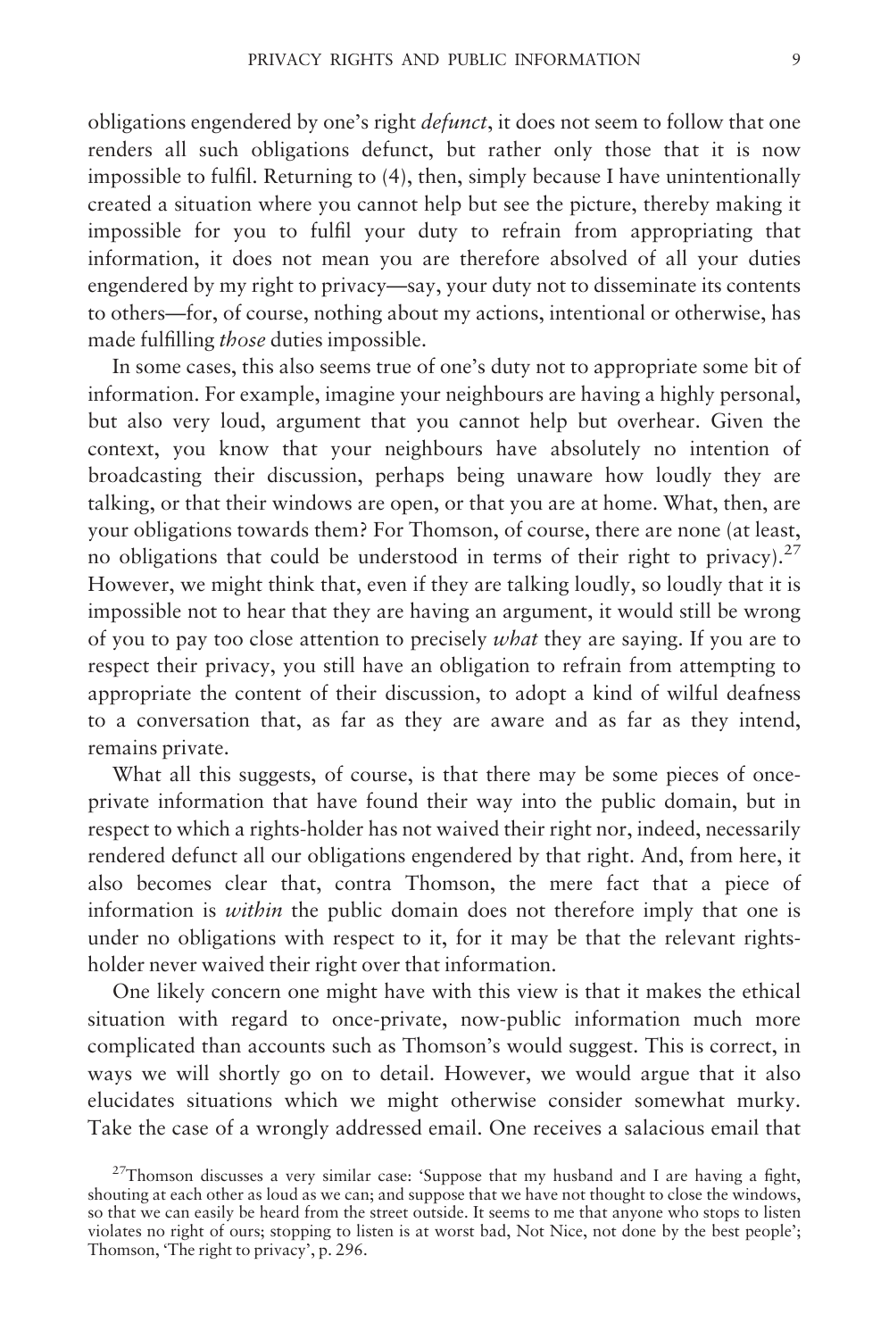obligations engendered by one's right *defunct*, it does not seem to follow that one renders all such obligations defunct, but rather only those that it is now impossible to fulfil. Returning to (4), then, simply because I have unintentionally created a situation where you cannot help but see the picture, thereby making it impossible for you to fulfil your duty to refrain from appropriating that information, it does not mean you are therefore absolved of all your duties engendered by my right to privacy—say, your duty not to disseminate its contents to others—for, of course, nothing about my actions, intentional or otherwise, has made fulfilling *those* duties impossible.

In some cases, this also seems true of one's duty not to appropriate some bit of information. For example, imagine your neighbours are having a highly personal, but also very loud, argument that you cannot help but overhear. Given the context, you know that your neighbours have absolutely no intention of broadcasting their discussion, perhaps being unaware how loudly they are talking, or that their windows are open, or that you are at home. What, then, are your obligations towards them? For Thomson, of course, there are none (at least, no obligations that could be understood in terms of their right to privacy).[27] However, we might think that, even if they are talking loudly, so loudly that it is impossible not to hear that they are having an argument, it would still be wrong of you to pay too close attention to precisely *what* they are saying. If you are to respect their privacy, you still have an obligation to refrain from attempting to appropriate the content of their discussion, to adopt a kind of wilful deafness to a conversation that, as far as they are aware and as far as they intend, remains private.

What all this suggests, of course, is that there may be some pieces of once-private information that have found their way into the public domain, but in respect to which a rights-holder has not waived their right nor, indeed, necessarily rendered defunct all our obligations engendered by that right. And, from here, it also becomes clear that, contra Thomson, the mere fact that a piece of information is *within* the public domain does not therefore imply that one is under no obligations with respect to it, for it may be that the relevant rights-holder never waived their right over that information.

One likely concern one might have with this view is that it makes the ethical situation with regard to once-private, now-public information much more complicated than accounts such as Thomson's would suggest. This is correct, in ways we will shortly go on to detail. However, we would argue that it also elucidates situations which we might otherwise consider somewhat murky. Take the case of a wrongly addressed email. One receives a salacious email that

[27] Thomson discusses a very similar case: 'Suppose that my husband and I are having a fight, shouting at each other as loud as we can; and suppose that we have not thought to close the windows, so that we can easily be heard from the street outside. It seems to me that anyone who stops to listen violates no right of ours; stopping to listen is at worst bad, Not Nice, not done by the best people'; Thomson, 'The right to privacy', p. 296.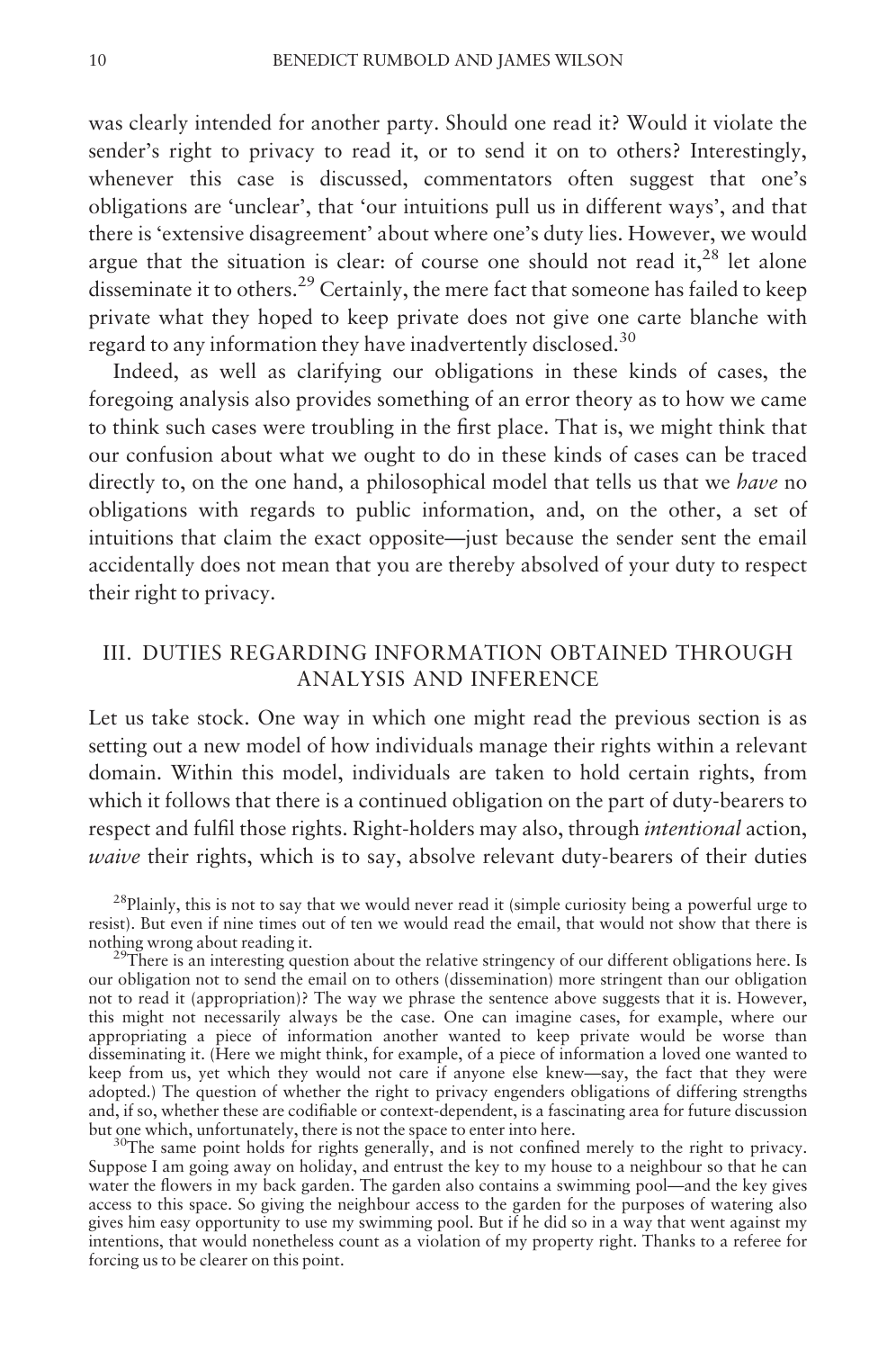was clearly intended for another party. Should one read it? Would it violate the sender's right to privacy to read it, or to send it on to others? Interestingly, whenever this case is discussed, commentators often suggest that one's obligations are 'unclear', that 'our intuitions pull us in different ways', and that there is 'extensive disagreement' about where one's duty lies. However, we would argue that the situation is clear: of course one should not read it,[28] let alone disseminate it to others.[29] Certainly, the mere fact that someone has failed to keep private what they hoped to keep private does not give one carte blanche with regard to any information they have inadvertently disclosed.[30]

Indeed, as well as clarifying our obligations in these kinds of cases, the foregoing analysis also provides something of an error theory as to how we came to think such cases were troubling in the first place. That is, we might think that our confusion about what we ought to do in these kinds of cases can be traced directly to, on the one hand, a philosophical model that tells us that we *have* no obligations with regards to public information, and, on the other, a set of intuitions that claim the exact opposite—just because the sender sent the email accidentally does not mean that you are thereby absolved of your duty to respect their right to privacy.

## III. DUTIES REGARDING INFORMATION OBTAINED THROUGH ANALYSIS AND INFERENCE

Let us take stock. One way in which one might read the previous section is as setting out a new model of how individuals manage their rights within a relevant domain. Within this model, individuals are taken to hold certain rights, from which it follows that there is a continued obligation on the part of duty-bearers to respect and fulfil those rights. Right-holders may also, through *intentional* action, *waive* their rights, which is to say, absolve relevant duty-bearers of their duties

[28]Plainly, this is not to say that we would never read it (simple curiosity being a powerful urge to resist). But even if nine times out of ten we would read the email, that would not show that there is nothing wrong about reading it.

[29]There is an interesting question about the relative stringency of our different obligations here. Is our obligation not to send the email on to others (dissemination) more stringent than our obligation not to read it (appropriation)? The way we phrase the sentence above suggests that it is. However, this might not necessarily always be the case. One can imagine cases, for example, where our appropriating a piece of information another wanted to keep private would be worse than disseminating it. (Here we might think, for example, of a piece of information a loved one wanted to keep from us, yet which they would not care if anyone else knew—say, the fact that they were adopted.) The question of whether the right to privacy engenders obligations of differing strengths and, if so, whether these are codifiable or context-dependent, is a fascinating area for future discussion but one which, unfortunately, there is not the space to enter into here.

[30]The same point holds for rights generally, and is not confined merely to the right to privacy. Suppose I am going away on holiday, and entrust the key to my house to a neighbour so that he can water the flowers in my back garden. The garden also contains a swimming pool—and the key gives access to this space. So giving the neighbour access to the garden for the purposes of watering also gives him easy opportunity to use my swimming pool. But if he did so in a way that went against my intentions, that would nonetheless count as a violation of my property right. Thanks to a referee for forcing us to be clearer on this point.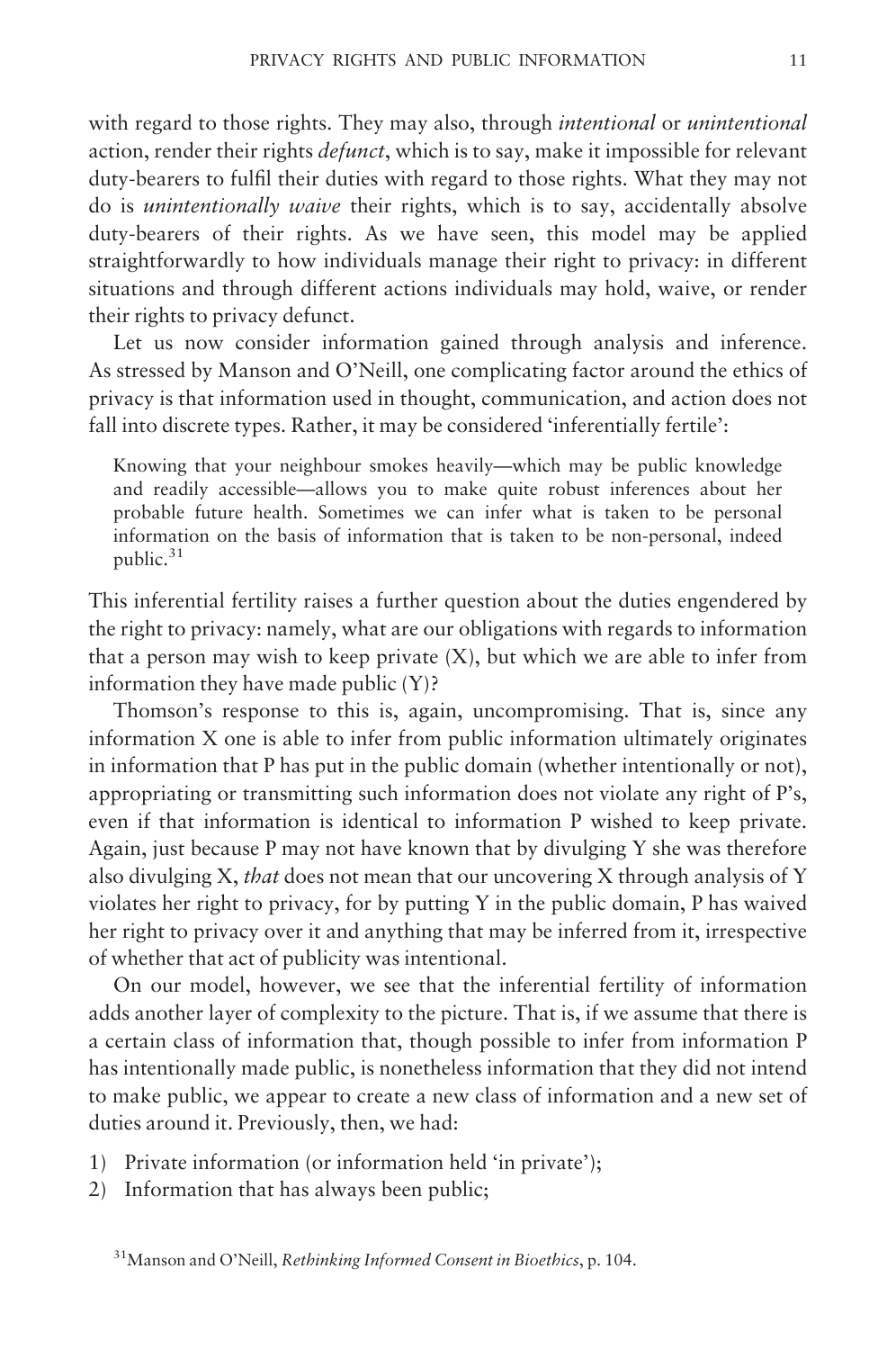with regard to those rights. They may also, through *intentional* or *unintentional* action, render their rights *defunct*, which is to say, make it impossible for relevant duty-bearers to fulfil their duties with regard to those rights. What they may not do is *unintentionally waive* their rights, which is to say, accidentally absolve duty-bearers of their rights. As we have seen, this model may be applied straightforwardly to how individuals manage their right to privacy: in different situations and through different actions individuals may hold, waive, or render their rights to privacy defunct.

Let us now consider information gained through analysis and inference. As stressed by Manson and O'Neill, one complicating factor around the ethics of privacy is that information used in thought, communication, and action does not fall into discrete types. Rather, it may be considered 'inferentially fertile':

> Knowing that your neighbour smokes heavily—which may be public knowledge and readily accessible—allows you to make quite robust inferences about her probable future health. Sometimes we can infer what is taken to be personal information on the basis of information that is taken to be non-personal, indeed public.[31]

This inferential fertility raises a further question about the duties engendered by the right to privacy: namely, what are our obligations with regards to information that a person may wish to keep private (X), but which we are able to infer from information they have made public (Y)?

Thomson's response to this is, again, uncompromising. That is, since any information X one is able to infer from public information ultimately originates in information that P has put in the public domain (whether intentionally or not), appropriating or transmitting such information does not violate any right of P's, even if that information is identical to information P wished to keep private. Again, just because P may not have known that by divulging Y she was therefore also divulging X, *that* does not mean that our uncovering X through analysis of Y violates her right to privacy, for by putting Y in the public domain, P has waived her right to privacy over it and anything that may be inferred from it, irrespective of whether that act of publicity was intentional.

On our model, however, we see that the inferential fertility of information adds another layer of complexity to the picture. That is, if we assume that there is a certain class of information that, though possible to infer from information P has intentionally made public, is nonetheless information that they did not intend to make public, we appear to create a new class of information and a new set of duties around it. Previously, then, we had:

1) Private information (or information held 'in private');
2) Information that has always been public;

[31] Manson and O'Neill, *Rethinking Informed Consent in Bioethics*, p. 104.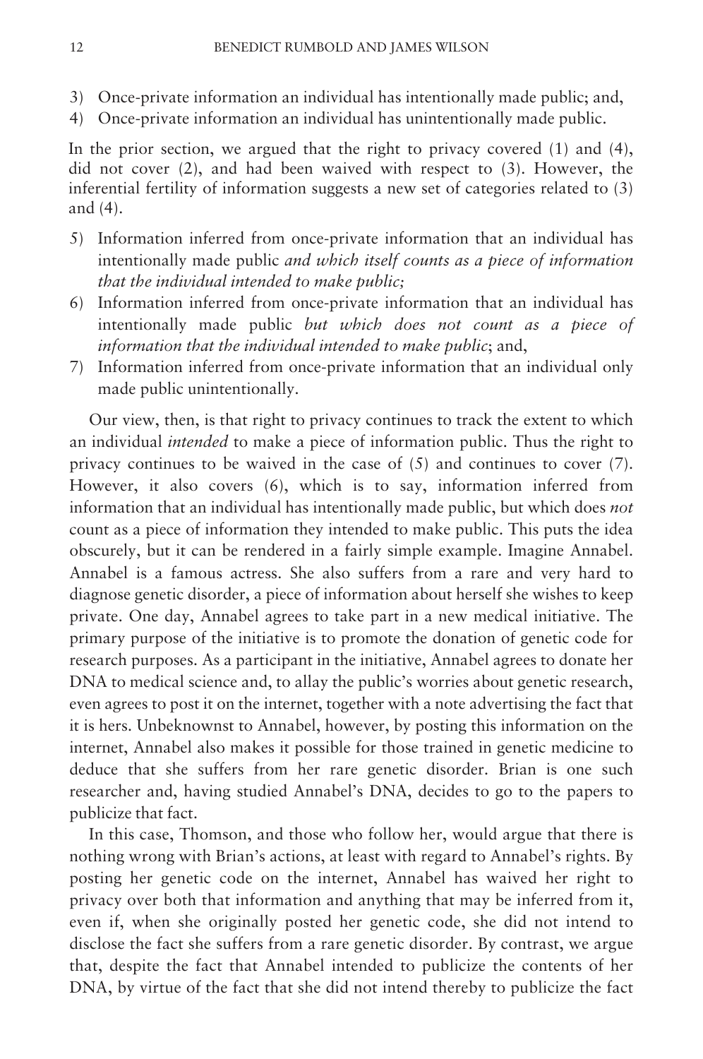3) Once-private information an individual has intentionally made public; and,
4) Once-private information an individual has unintentionally made public.

In the prior section, we argued that the right to privacy covered (1) and (4), did not cover (2), and had been waived with respect to (3). However, the inferential fertility of information suggests a new set of categories related to (3) and (4).

5) Information inferred from once-private information that an individual has intentionally made public *and which itself counts as a piece of information that the individual intended to make public;*
6) Information inferred from once-private information that an individual has intentionally made public *but which does not count as a piece of information that the individual intended to make public*; and,
7) Information inferred from once-private information that an individual only made public unintentionally.

Our view, then, is that right to privacy continues to track the extent to which an individual *intended* to make a piece of information public. Thus the right to privacy continues to be waived in the case of (5) and continues to cover (7). However, it also covers (6), which is to say, information inferred from information that an individual has intentionally made public, but which does *not* count as a piece of information they intended to make public. This puts the idea obscurely, but it can be rendered in a fairly simple example. Imagine Annabel. Annabel is a famous actress. She also suffers from a rare and very hard to diagnose genetic disorder, a piece of information about herself she wishes to keep private. One day, Annabel agrees to take part in a new medical initiative. The primary purpose of the initiative is to promote the donation of genetic code for research purposes. As a participant in the initiative, Annabel agrees to donate her DNA to medical science and, to allay the public's worries about genetic research, even agrees to post it on the internet, together with a note advertising the fact that it is hers. Unbeknownst to Annabel, however, by posting this information on the internet, Annabel also makes it possible for those trained in genetic medicine to deduce that she suffers from her rare genetic disorder. Brian is one such researcher and, having studied Annabel's DNA, decides to go to the papers to publicize that fact.

In this case, Thomson, and those who follow her, would argue that there is nothing wrong with Brian's actions, at least with regard to Annabel's rights. By posting her genetic code on the internet, Annabel has waived her right to privacy over both that information and anything that may be inferred from it, even if, when she originally posted her genetic code, she did not intend to disclose the fact she suffers from a rare genetic disorder. By contrast, we argue that, despite the fact that Annabel intended to publicize the contents of her DNA, by virtue of the fact that she did not intend thereby to publicize the fact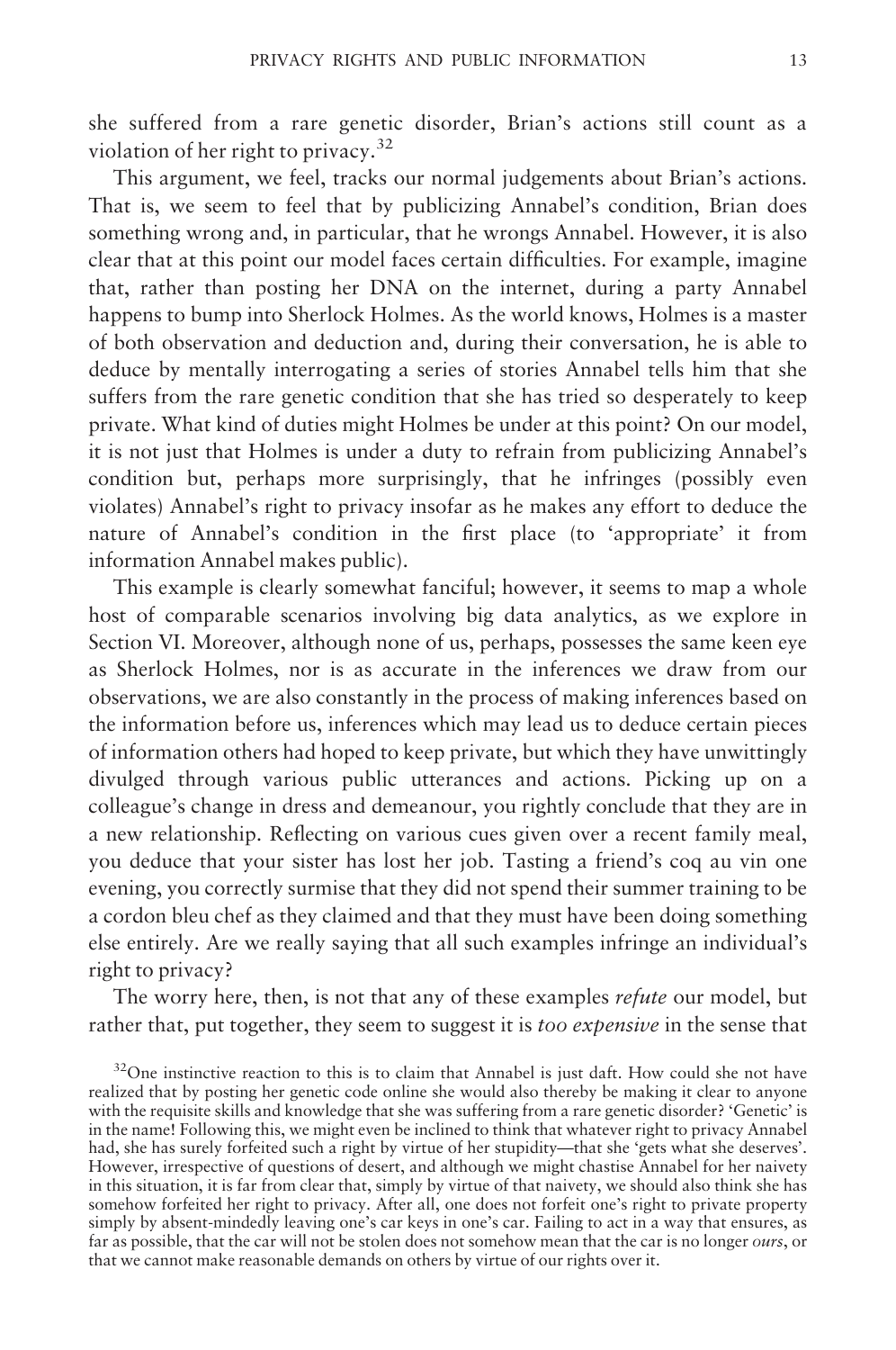she suffered from a rare genetic disorder, Brian's actions still count as a violation of her right to privacy.[32]

This argument, we feel, tracks our normal judgements about Brian's actions. That is, we seem to feel that by publicizing Annabel's condition, Brian does something wrong and, in particular, that he wrongs Annabel. However, it is also clear that at this point our model faces certain difficulties. For example, imagine that, rather than posting her DNA on the internet, during a party Annabel happens to bump into Sherlock Holmes. As the world knows, Holmes is a master of both observation and deduction and, during their conversation, he is able to deduce by mentally interrogating a series of stories Annabel tells him that she suffers from the rare genetic condition that she has tried so desperately to keep private. What kind of duties might Holmes be under at this point? On our model, it is not just that Holmes is under a duty to refrain from publicizing Annabel's condition but, perhaps more surprisingly, that he infringes (possibly even violates) Annabel's right to privacy insofar as he makes any effort to deduce the nature of Annabel's condition in the first place (to 'appropriate' it from information Annabel makes public).

This example is clearly somewhat fanciful; however, it seems to map a whole host of comparable scenarios involving big data analytics, as we explore in Section VI. Moreover, although none of us, perhaps, possesses the same keen eye as Sherlock Holmes, nor is as accurate in the inferences we draw from our observations, we are also constantly in the process of making inferences based on the information before us, inferences which may lead us to deduce certain pieces of information others had hoped to keep private, but which they have unwittingly divulged through various public utterances and actions. Picking up on a colleague's change in dress and demeanour, you rightly conclude that they are in a new relationship. Reflecting on various cues given over a recent family meal, you deduce that your sister has lost her job. Tasting a friend's coq au vin one evening, you correctly surmise that they did not spend their summer training to be a cordon bleu chef as they claimed and that they must have been doing something else entirely. Are we really saying that all such examples infringe an individual's right to privacy?

The worry here, then, is not that any of these examples *refute* our model, but rather that, put together, they seem to suggest it is *too expensive* in the sense that

[32] One instinctive reaction to this is to claim that Annabel is just daft. How could she not have realized that by posting her genetic code online she would also thereby be making it clear to anyone with the requisite skills and knowledge that she was suffering from a rare genetic disorder? 'Genetic' is in the name! Following this, we might even be inclined to think that whatever right to privacy Annabel had, she has surely forfeited such a right by virtue of her stupidity—that she 'gets what she deserves'. However, irrespective of questions of desert, and although we might chastise Annabel for her naivety in this situation, it is far from clear that, simply by virtue of that naivety, we should also think she has somehow forfeited her right to privacy. After all, one does not forfeit one's right to private property simply by absent-mindedly leaving one's car keys in one's car. Failing to act in a way that ensures, as far as possible, that the car will not be stolen does not somehow mean that the car is no longer *ours*, or that we cannot make reasonable demands on others by virtue of our rights over it.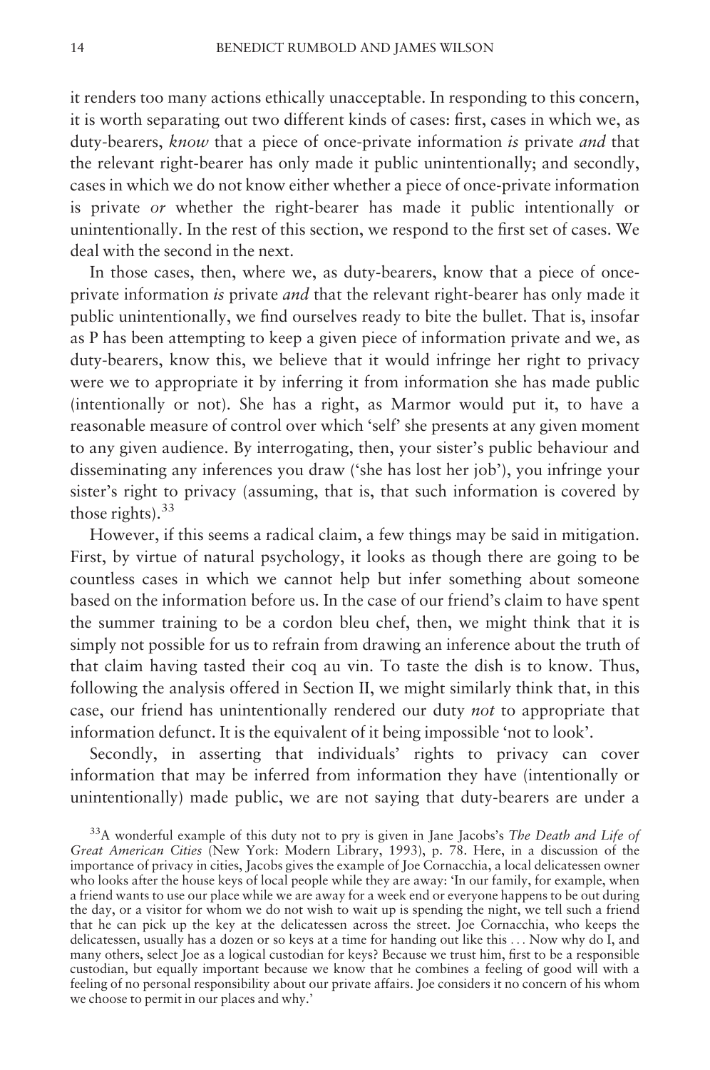it renders too many actions ethically unacceptable. In responding to this concern, it is worth separating out two different kinds of cases: first, cases in which we, as duty-bearers, *know* that a piece of once-private information *is* private *and* that the relevant right-bearer has only made it public unintentionally; and secondly, cases in which we do not know either whether a piece of once-private information is private *or* whether the right-bearer has made it public intentionally or unintentionally. In the rest of this section, we respond to the first set of cases. We deal with the second in the next.

In those cases, then, where we, as duty-bearers, know that a piece of once-private information *is* private *and* that the relevant right-bearer has only made it public unintentionally, we find ourselves ready to bite the bullet. That is, insofar as P has been attempting to keep a given piece of information private and we, as duty-bearers, know this, we believe that it would infringe her right to privacy were we to appropriate it by inferring it from information she has made public (intentionally or not). She has a right, as Marmor would put it, to have a reasonable measure of control over which 'self' she presents at any given moment to any given audience. By interrogating, then, your sister's public behaviour and disseminating any inferences you draw ('she has lost her job'), you infringe your sister's right to privacy (assuming, that is, that such information is covered by those rights).[33]

However, if this seems a radical claim, a few things may be said in mitigation. First, by virtue of natural psychology, it looks as though there are going to be countless cases in which we cannot help but infer something about someone based on the information before us. In the case of our friend's claim to have spent the summer training to be a cordon bleu chef, then, we might think that it is simply not possible for us to refrain from drawing an inference about the truth of that claim having tasted their coq au vin. To taste the dish is to know. Thus, following the analysis offered in Section II, we might similarly think that, in this case, our friend has unintentionally rendered our duty *not* to appropriate that information defunct. It is the equivalent of it being impossible 'not to look'.

Secondly, in asserting that individuals' rights to privacy can cover information that may be inferred from information they have (intentionally or unintentionally) made public, we are not saying that duty-bearers are under a

[33]A wonderful example of this duty not to pry is given in Jane Jacobs's *The Death and Life of Great American Cities* (New York: Modern Library, 1993), p. 78. Here, in a discussion of the importance of privacy in cities, Jacobs gives the example of Joe Cornacchia, a local delicatessen owner who looks after the house keys of local people while they are away: 'In our family, for example, when a friend wants to use our place while we are away for a week end or everyone happens to be out during the day, or a visitor for whom we do not wish to wait up is spending the night, we tell such a friend that he can pick up the key at the delicatessen across the street. Joe Cornacchia, who keeps the delicatessen, usually has a dozen or so keys at a time for handing out like this . . . Now why do I, and many others, select Joe as a logical custodian for keys? Because we trust him, first to be a responsible custodian, but equally important because we know that he combines a feeling of good will with a feeling of no personal responsibility about our private affairs. Joe considers it no concern of his whom we choose to permit in our places and why.'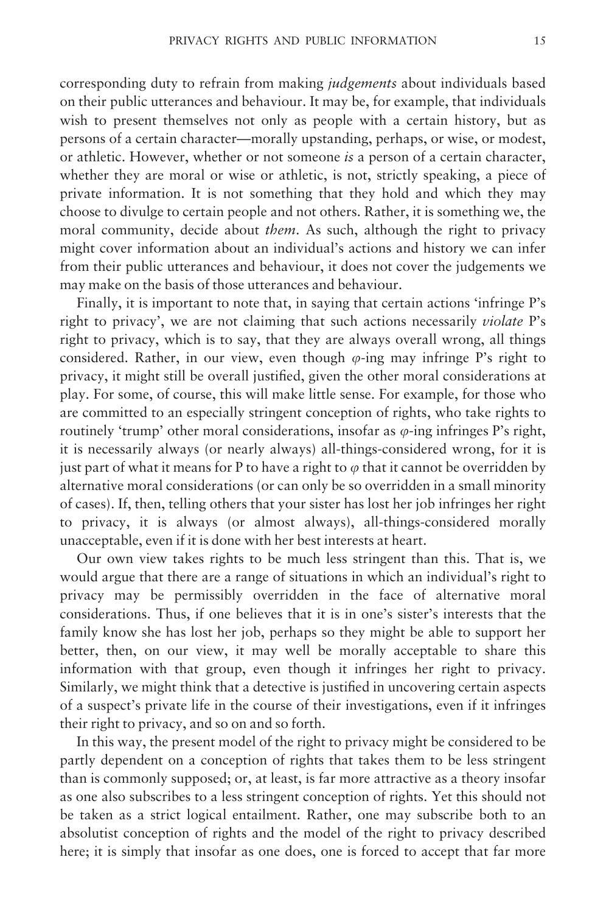corresponding duty to refrain from making *judgements* about individuals based on their public utterances and behaviour. It may be, for example, that individuals wish to present themselves not only as people with a certain history, but as persons of a certain character—morally upstanding, perhaps, or wise, or modest, or athletic. However, whether or not someone *is* a person of a certain character, whether they are moral or wise or athletic, is not, strictly speaking, a piece of private information. It is not something that they hold and which they may choose to divulge to certain people and not others. Rather, it is something we, the moral community, decide about *them*. As such, although the right to privacy might cover information about an individual's actions and history we can infer from their public utterances and behaviour, it does not cover the judgements we may make on the basis of those utterances and behaviour.

Finally, it is important to note that, in saying that certain actions 'infringe P's right to privacy', we are not claiming that such actions necessarily *violate* P's right to privacy, which is to say, that they are always overall wrong, all things considered. Rather, in our view, even though $\varphi$-ing may infringe P's right to privacy, it might still be overall justified, given the other moral considerations at play. For some, of course, this will make little sense. For example, for those who are committed to an especially stringent conception of rights, who take rights to routinely 'trump' other moral considerations, insofar as $\varphi$-ing infringes P's right, it is necessarily always (or nearly always) all-things-considered wrong, for it is just part of what it means for P to have a right to $\varphi$ that it cannot be overridden by alternative moral considerations (or can only be so overridden in a small minority of cases). If, then, telling others that your sister has lost her job infringes her right to privacy, it is always (or almost always), all-things-considered morally unacceptable, even if it is done with her best interests at heart.

Our own view takes rights to be much less stringent than this. That is, we would argue that there are a range of situations in which an individual's right to privacy may be permissibly overridden in the face of alternative moral considerations. Thus, if one believes that it is in one's sister's interests that the family know she has lost her job, perhaps so they might be able to support her better, then, on our view, it may well be morally acceptable to share this information with that group, even though it infringes her right to privacy. Similarly, we might think that a detective is justified in uncovering certain aspects of a suspect's private life in the course of their investigations, even if it infringes their right to privacy, and so on and so forth.

In this way, the present model of the right to privacy might be considered to be partly dependent on a conception of rights that takes them to be less stringent than is commonly supposed; or, at least, is far more attractive as a theory insofar as one also subscribes to a less stringent conception of rights. Yet this should not be taken as a strict logical entailment. Rather, one may subscribe both to an absolutist conception of rights and the model of the right to privacy described here; it is simply that insofar as one does, one is forced to accept that far more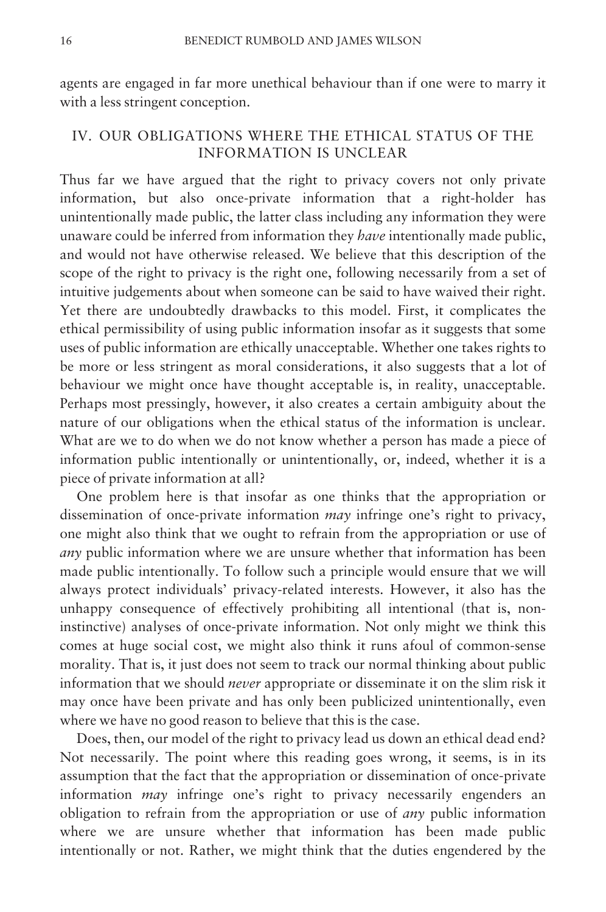agents are engaged in far more unethical behaviour than if one were to marry it with a less stringent conception.

## IV. OUR OBLIGATIONS WHERE THE ETHICAL STATUS OF THE INFORMATION IS UNCLEAR

Thus far we have argued that the right to privacy covers not only private information, but also once-private information that a right-holder has unintentionally made public, the latter class including any information they were unaware could be inferred from information they *have* intentionally made public, and would not have otherwise released. We believe that this description of the scope of the right to privacy is the right one, following necessarily from a set of intuitive judgements about when someone can be said to have waived their right. Yet there are undoubtedly drawbacks to this model. First, it complicates the ethical permissibility of using public information insofar as it suggests that some uses of public information are ethically unacceptable. Whether one takes rights to be more or less stringent as moral considerations, it also suggests that a lot of behaviour we might once have thought acceptable is, in reality, unacceptable. Perhaps most pressingly, however, it also creates a certain ambiguity about the nature of our obligations when the ethical status of the information is unclear. What are we to do when we do not know whether a person has made a piece of information public intentionally or unintentionally, or, indeed, whether it is a piece of private information at all?

One problem here is that insofar as one thinks that the appropriation or dissemination of once-private information *may* infringe one's right to privacy, one might also think that we ought to refrain from the appropriation or use of *any* public information where we are unsure whether that information has been made public intentionally. To follow such a principle would ensure that we will always protect individuals' privacy-related interests. However, it also has the unhappy consequence of effectively prohibiting all intentional (that is, non-instinctive) analyses of once-private information. Not only might we think this comes at huge social cost, we might also think it runs afoul of common-sense morality. That is, it just does not seem to track our normal thinking about public information that we should *never* appropriate or disseminate it on the slim risk it may once have been private and has only been publicized unintentionally, even where we have no good reason to believe that this is the case.

Does, then, our model of the right to privacy lead us down an ethical dead end? Not necessarily. The point where this reading goes wrong, it seems, is in its assumption that the fact that the appropriation or dissemination of once-private information *may* infringe one's right to privacy necessarily engenders an obligation to refrain from the appropriation or use of *any* public information where we are unsure whether that information has been made public intentionally or not. Rather, we might think that the duties engendered by the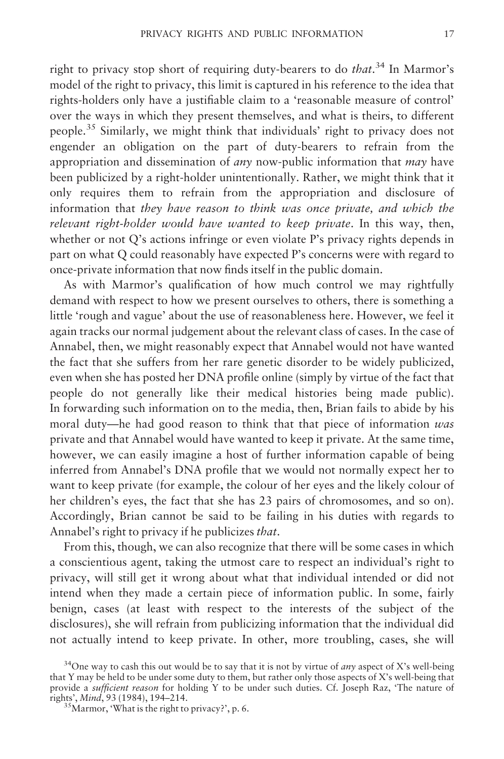right to privacy stop short of requiring duty-bearers to do *that*.[34] In Marmor's model of the right to privacy, this limit is captured in his reference to the idea that rights-holders only have a justifiable claim to a 'reasonable measure of control' over the ways in which they present themselves, and what is theirs, to different people.[35] Similarly, we might think that individuals' right to privacy does not engender an obligation on the part of duty-bearers to refrain from the appropriation and dissemination of *any* now-public information that *may* have been publicized by a right-holder unintentionally. Rather, we might think that it only requires them to refrain from the appropriation and disclosure of information that *they have reason to think was once private, and which the relevant right-holder would have wanted to keep private*. In this way, then, whether or not Q's actions infringe or even violate P's privacy rights depends in part on what Q could reasonably have expected P's concerns were with regard to once-private information that now finds itself in the public domain.

As with Marmor's qualification of how much control we may rightfully demand with respect to how we present ourselves to others, there is something a little 'rough and vague' about the use of reasonableness here. However, we feel it again tracks our normal judgement about the relevant class of cases. In the case of Annabel, then, we might reasonably expect that Annabel would not have wanted the fact that she suffers from her rare genetic disorder to be widely publicized, even when she has posted her DNA profile online (simply by virtue of the fact that people do not generally like their medical histories being made public). In forwarding such information on to the media, then, Brian fails to abide by his moral duty—he had good reason to think that that piece of information *was* private and that Annabel would have wanted to keep it private. At the same time, however, we can easily imagine a host of further information capable of being inferred from Annabel's DNA profile that we would not normally expect her to want to keep private (for example, the colour of her eyes and the likely colour of her children's eyes, the fact that she has 23 pairs of chromosomes, and so on). Accordingly, Brian cannot be said to be failing in his duties with regards to Annabel's right to privacy if he publicizes *that*.

From this, though, we can also recognize that there will be some cases in which a conscientious agent, taking the utmost care to respect an individual's right to privacy, will still get it wrong about what that individual intended or did not intend when they made a certain piece of information public. In some, fairly benign, cases (at least with respect to the interests of the subject of the disclosures), she will refrain from publicizing information that the individual did not actually intend to keep private. In other, more troubling, cases, she will

[34] One way to cash this out would be to say that it is not by virtue of *any* aspect of X's well-being that Y may be held to be under some duty to them, but rather only those aspects of X's well-being that provide a *sufficient reason* for holding Y to be under such duties. Cf. Joseph Raz, 'The nature of rights', *Mind*, 93 (1984), 194–214.

[35] Marmor, 'What is the right to privacy?', p. 6.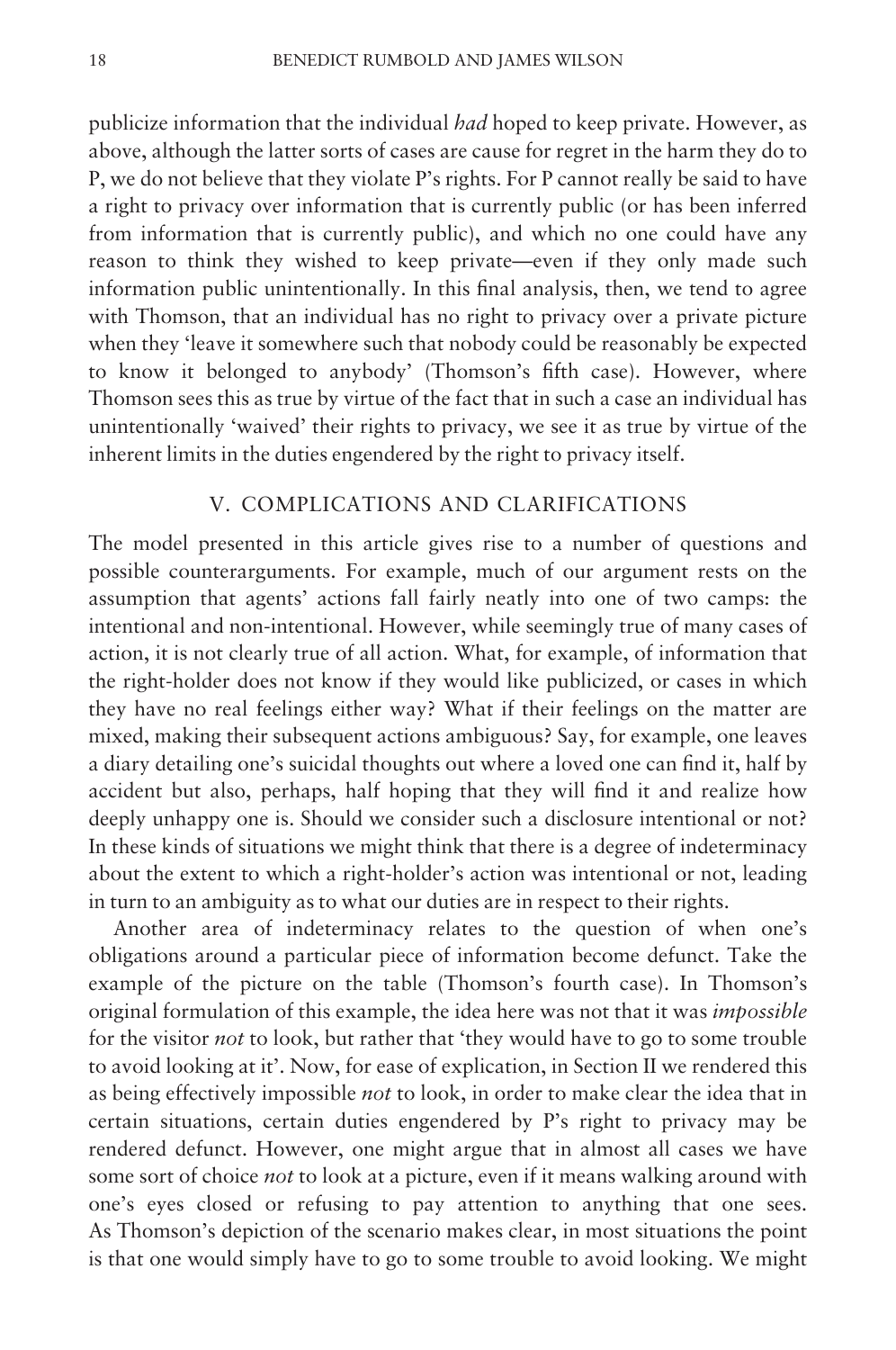publicize information that the individual *had* hoped to keep private. However, as above, although the latter sorts of cases are cause for regret in the harm they do to P, we do not believe that they violate P's rights. For P cannot really be said to have a right to privacy over information that is currently public (or has been inferred from information that is currently public), and which no one could have any reason to think they wished to keep private—even if they only made such information public unintentionally. In this final analysis, then, we tend to agree with Thomson, that an individual has no right to privacy over a private picture when they 'leave it somewhere such that nobody could be reasonably be expected to know it belonged to anybody' (Thomson's fifth case). However, where Thomson sees this as true by virtue of the fact that in such a case an individual has unintentionally 'waived' their rights to privacy, we see it as true by virtue of the inherent limits in the duties engendered by the right to privacy itself.

## V. COMPLICATIONS AND CLARIFICATIONS

The model presented in this article gives rise to a number of questions and possible counterarguments. For example, much of our argument rests on the assumption that agents' actions fall fairly neatly into one of two camps: the intentional and non-intentional. However, while seemingly true of many cases of action, it is not clearly true of all action. What, for example, of information that the right-holder does not know if they would like publicized, or cases in which they have no real feelings either way? What if their feelings on the matter are mixed, making their subsequent actions ambiguous? Say, for example, one leaves a diary detailing one's suicidal thoughts out where a loved one can find it, half by accident but also, perhaps, half hoping that they will find it and realize how deeply unhappy one is. Should we consider such a disclosure intentional or not? In these kinds of situations we might think that there is a degree of indeterminacy about the extent to which a right-holder's action was intentional or not, leading in turn to an ambiguity as to what our duties are in respect to their rights.

Another area of indeterminacy relates to the question of when one's obligations around a particular piece of information become defunct. Take the example of the picture on the table (Thomson's fourth case). In Thomson's original formulation of this example, the idea here was not that it was *impossible* for the visitor *not* to look, but rather that 'they would have to go to some trouble to avoid looking at it'. Now, for ease of explication, in Section II we rendered this as being effectively impossible *not* to look, in order to make clear the idea that in certain situations, certain duties engendered by P's right to privacy may be rendered defunct. However, one might argue that in almost all cases we have some sort of choice *not* to look at a picture, even if it means walking around with one's eyes closed or refusing to pay attention to anything that one sees. As Thomson's depiction of the scenario makes clear, in most situations the point is that one would simply have to go to some trouble to avoid looking. We might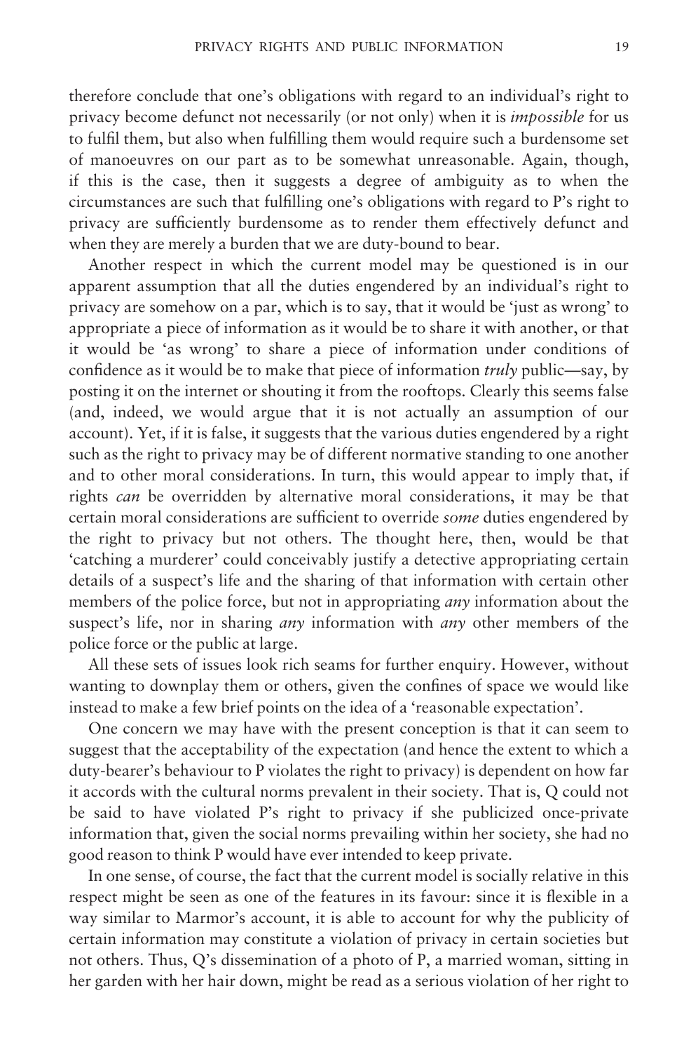therefore conclude that one's obligations with regard to an individual's right to privacy become defunct not necessarily (or not only) when it is *impossible* for us to fulfil them, but also when fulfilling them would require such a burdensome set of manoeuvres on our part as to be somewhat unreasonable. Again, though, if this is the case, then it suggests a degree of ambiguity as to when the circumstances are such that fulfilling one's obligations with regard to P's right to privacy are sufficiently burdensome as to render them effectively defunct and when they are merely a burden that we are duty-bound to bear.

Another respect in which the current model may be questioned is in our apparent assumption that all the duties engendered by an individual's right to privacy are somehow on a par, which is to say, that it would be 'just as wrong' to appropriate a piece of information as it would be to share it with another, or that it would be 'as wrong' to share a piece of information under conditions of confidence as it would be to make that piece of information *truly* public—say, by posting it on the internet or shouting it from the rooftops. Clearly this seems false (and, indeed, we would argue that it is not actually an assumption of our account). Yet, if it is false, it suggests that the various duties engendered by a right such as the right to privacy may be of different normative standing to one another and to other moral considerations. In turn, this would appear to imply that, if rights *can* be overridden by alternative moral considerations, it may be that certain moral considerations are sufficient to override *some* duties engendered by the right to privacy but not others. The thought here, then, would be that 'catching a murderer' could conceivably justify a detective appropriating certain details of a suspect's life and the sharing of that information with certain other members of the police force, but not in appropriating *any* information about the suspect's life, nor in sharing *any* information with *any* other members of the police force or the public at large.

All these sets of issues look rich seams for further enquiry. However, without wanting to downplay them or others, given the confines of space we would like instead to make a few brief points on the idea of a 'reasonable expectation'.

One concern we may have with the present conception is that it can seem to suggest that the acceptability of the expectation (and hence the extent to which a duty-bearer's behaviour to P violates the right to privacy) is dependent on how far it accords with the cultural norms prevalent in their society. That is, Q could not be said to have violated P's right to privacy if she publicized once-private information that, given the social norms prevailing within her society, she had no good reason to think P would have ever intended to keep private.

In one sense, of course, the fact that the current model is socially relative in this respect might be seen as one of the features in its favour: since it is flexible in a way similar to Marmor's account, it is able to account for why the publicity of certain information may constitute a violation of privacy in certain societies but not others. Thus, Q's dissemination of a photo of P, a married woman, sitting in her garden with her hair down, might be read as a serious violation of her right to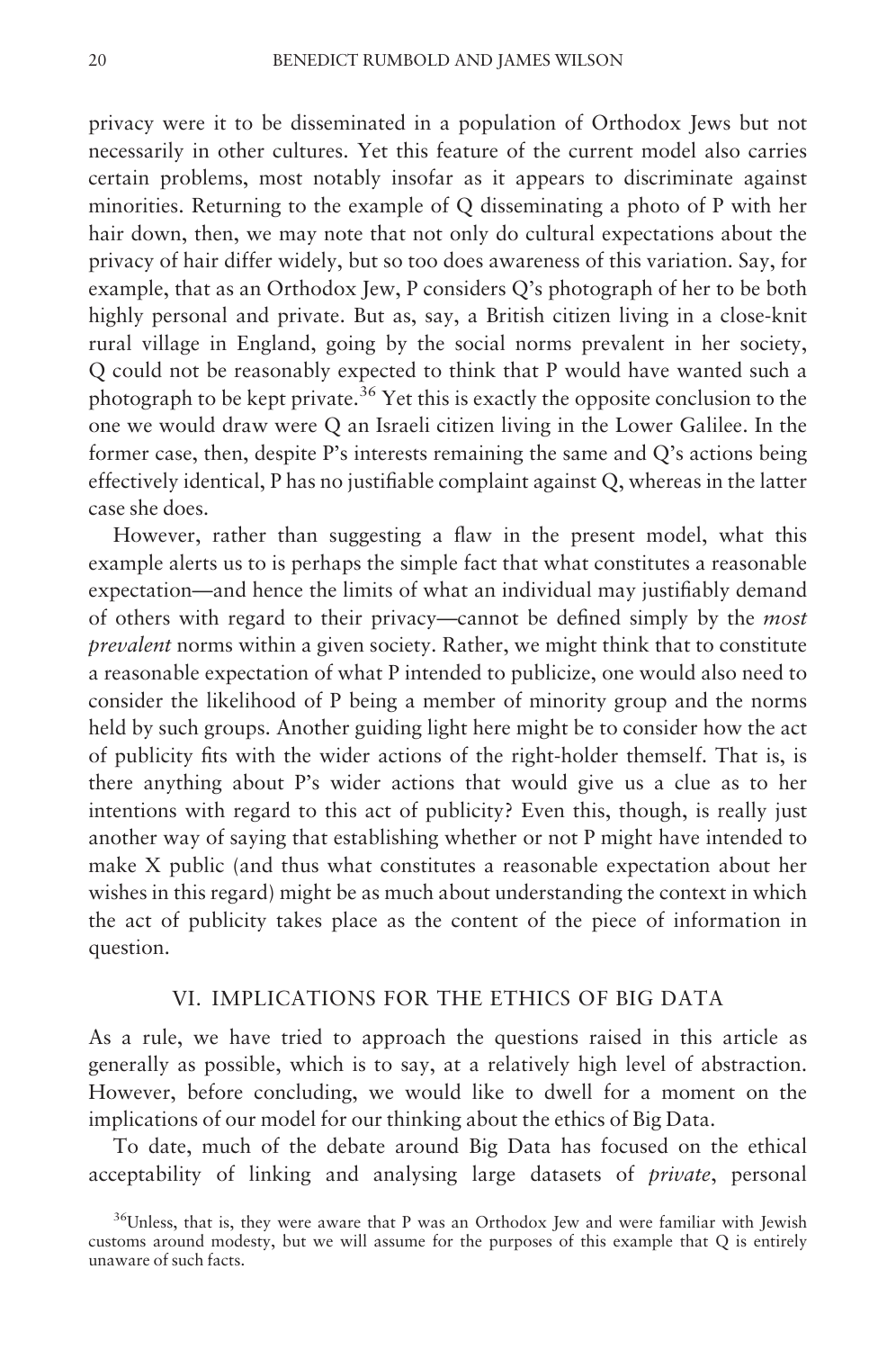privacy were it to be disseminated in a population of Orthodox Jews but not necessarily in other cultures. Yet this feature of the current model also carries certain problems, most notably insofar as it appears to discriminate against minorities. Returning to the example of Q disseminating a photo of P with her hair down, then, we may note that not only do cultural expectations about the privacy of hair differ widely, but so too does awareness of this variation. Say, for example, that as an Orthodox Jew, P considers Q's photograph of her to be both highly personal and private. But as, say, a British citizen living in a close-knit rural village in England, going by the social norms prevalent in her society, Q could not be reasonably expected to think that P would have wanted such a photograph to be kept private.[36] Yet this is exactly the opposite conclusion to the one we would draw were Q an Israeli citizen living in the Lower Galilee. In the former case, then, despite P's interests remaining the same and Q's actions being effectively identical, P has no justifiable complaint against Q, whereas in the latter case she does.

However, rather than suggesting a flaw in the present model, what this example alerts us to is perhaps the simple fact that what constitutes a reasonable expectation—and hence the limits of what an individual may justifiably demand of others with regard to their privacy—cannot be defined simply by the *most prevalent* norms within a given society. Rather, we might think that to constitute a reasonable expectation of what P intended to publicize, one would also need to consider the likelihood of P being a member of minority group and the norms held by such groups. Another guiding light here might be to consider how the act of publicity fits with the wider actions of the right-holder themself. That is, is there anything about P's wider actions that would give us a clue as to her intentions with regard to this act of publicity? Even this, though, is really just another way of saying that establishing whether or not P might have intended to make X public (and thus what constitutes a reasonable expectation about her wishes in this regard) might be as much about understanding the context in which the act of publicity takes place as the content of the piece of information in question.

## VI. IMPLICATIONS FOR THE ETHICS OF BIG DATA

As a rule, we have tried to approach the questions raised in this article as generally as possible, which is to say, at a relatively high level of abstraction. However, before concluding, we would like to dwell for a moment on the implications of our model for our thinking about the ethics of Big Data.

To date, much of the debate around Big Data has focused on the ethical acceptability of linking and analysing large datasets of *private*, personal

[36] Unless, that is, they were aware that P was an Orthodox Jew and were familiar with Jewish customs around modesty, but we will assume for the purposes of this example that Q is entirely unaware of such facts.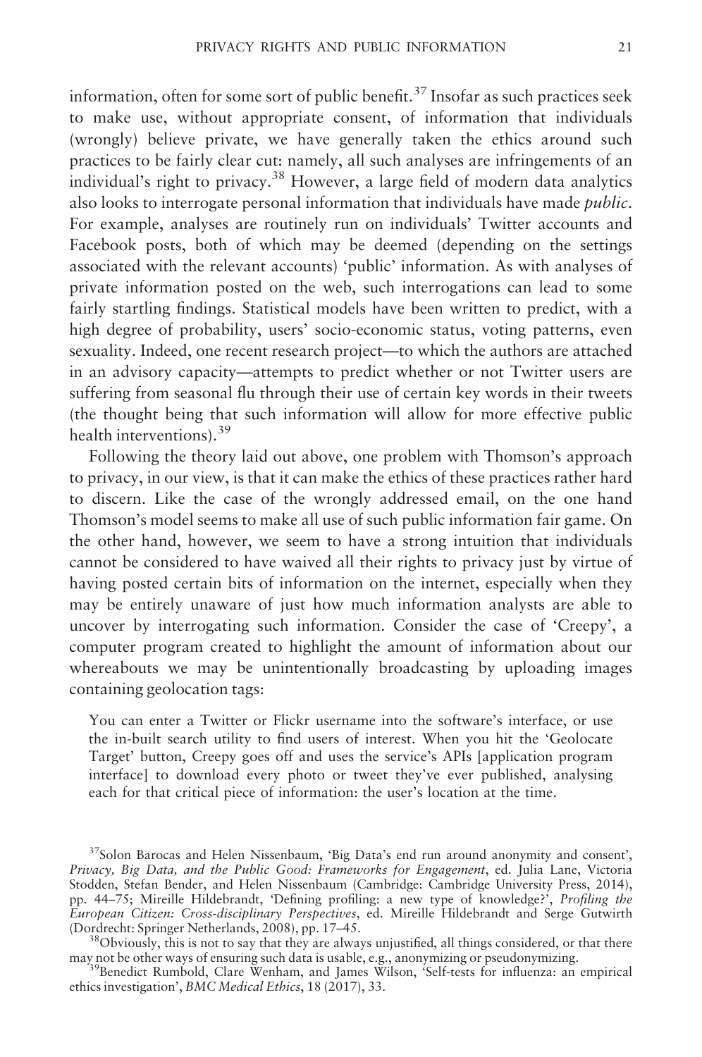information, often for some sort of public benefit.[37] Insofar as such practices seek to make use, without appropriate consent, of information that individuals (wrongly) believe private, we have generally taken the ethics around such practices to be fairly clear cut: namely, all such analyses are infringements of an individual's right to privacy.[38] However, a large field of modern data analytics also looks to interrogate personal information that individuals have made *public*. For example, analyses are routinely run on individuals' Twitter accounts and Facebook posts, both of which may be deemed (depending on the settings associated with the relevant accounts) 'public' information. As with analyses of private information posted on the web, such interrogations can lead to some fairly startling findings. Statistical models have been written to predict, with a high degree of probability, users' socio-economic status, voting patterns, even sexuality. Indeed, one recent research project—to which the authors are attached in an advisory capacity—attempts to predict whether or not Twitter users are suffering from seasonal flu through their use of certain key words in their tweets (the thought being that such information will allow for more effective public health interventions).[39]

Following the theory laid out above, one problem with Thomson's approach to privacy, in our view, is that it can make the ethics of these practices rather hard to discern. Like the case of the wrongly addressed email, on the one hand Thomson's model seems to make all use of such public information fair game. On the other hand, however, we seem to have a strong intuition that individuals cannot be considered to have waived all their rights to privacy just by virtue of having posted certain bits of information on the internet, especially when they may be entirely unaware of just how much information analysts are able to uncover by interrogating such information. Consider the case of 'Creepy', a computer program created to highlight the amount of information about our whereabouts we may be unintentionally broadcasting by uploading images containing geolocation tags:

> You can enter a Twitter or Flickr username into the software's interface, or use the in-built search utility to find users of interest. When you hit the 'Geolocate Target' button, Creepy goes off and uses the service's APIs [application program interface] to download every photo or tweet they've ever published, analysing each for that critical piece of information: the user's location at the time.

[37] Solon Barocas and Helen Nissenbaum, 'Big Data's end run around anonymity and consent', *Privacy, Big Data, and the Public Good: Frameworks for Engagement*, ed. Julia Lane, Victoria Stodden, Stefan Bender, and Helen Nissenbaum (Cambridge: Cambridge University Press, 2014), pp. 44–75; Mireille Hildebrandt, 'Defining profiling: a new type of knowledge?', *Profiling the European Citizen: Cross-disciplinary Perspectives*, ed. Mireille Hildebrandt and Serge Gutwirth (Dordrecht: Springer Netherlands, 2008), pp. 17–45.

[38] Obviously, this is not to say that they are always unjustified, all things considered, or that there may not be other ways of ensuring such data is usable, e.g., anonymizing or pseudonymizing.

[39] Benedict Rumbold, Clare Wenham, and James Wilson, 'Self-tests for influenza: an empirical ethics investigation', *BMC Medical Ethics*, 18 (2017), 33.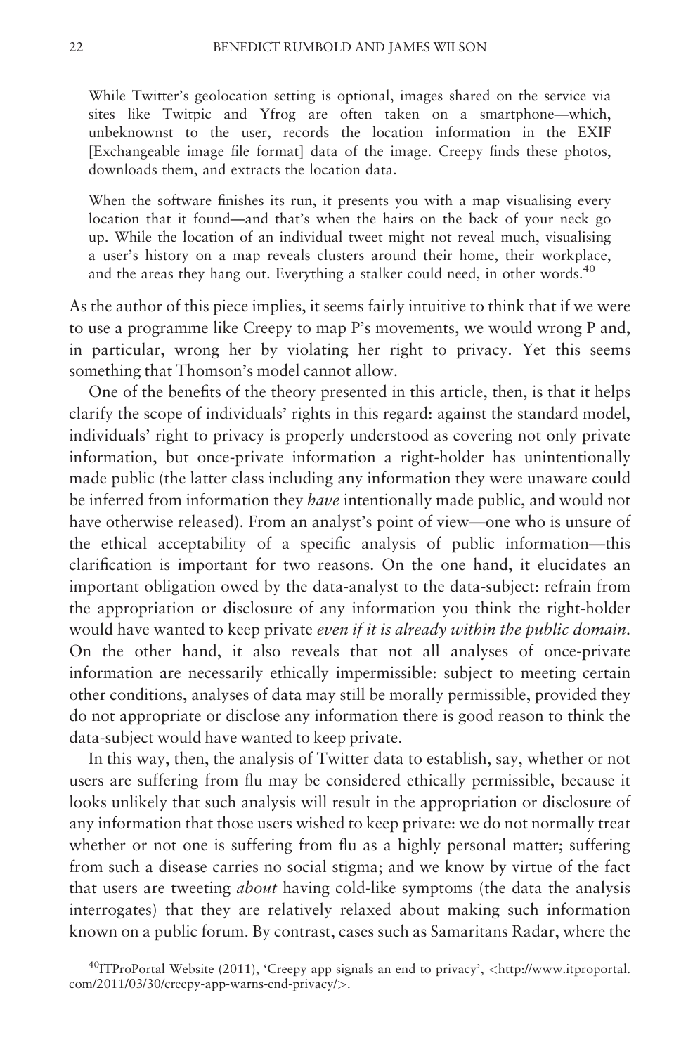> While Twitter's geolocation setting is optional, images shared on the service via sites like Twitpic and Yfrog are often taken on a smartphone—which, unbeknownst to the user, records the location information in the EXIF [Exchangeable image file format] data of the image. Creepy finds these photos, downloads them, and extracts the location data.
>
> When the software finishes its run, it presents you with a map visualising every location that it found—and that's when the hairs on the back of your neck go up. While the location of an individual tweet might not reveal much, visualising a user's history on a map reveals clusters around their home, their workplace, and the areas they hang out. Everything a stalker could need, in other words.[40]

As the author of this piece implies, it seems fairly intuitive to think that if we were to use a programme like Creepy to map P's movements, we would wrong P and, in particular, wrong her by violating her right to privacy. Yet this seems something that Thomson's model cannot allow.

One of the benefits of the theory presented in this article, then, is that it helps clarify the scope of individuals' rights in this regard: against the standard model, individuals' right to privacy is properly understood as covering not only private information, but once-private information a right-holder has unintentionally made public (the latter class including any information they were unaware could be inferred from information they *have* intentionally made public, and would not have otherwise released). From an analyst's point of view—one who is unsure of the ethical acceptability of a specific analysis of public information—this clarification is important for two reasons. On the one hand, it elucidates an important obligation owed by the data-analyst to the data-subject: refrain from the appropriation or disclosure of any information you think the right-holder would have wanted to keep private *even if it is already within the public domain*. On the other hand, it also reveals that not all analyses of once-private information are necessarily ethically impermissible: subject to meeting certain other conditions, analyses of data may still be morally permissible, provided they do not appropriate or disclose any information there is good reason to think the data-subject would have wanted to keep private.

In this way, then, the analysis of Twitter data to establish, say, whether or not users are suffering from flu may be considered ethically permissible, because it looks unlikely that such analysis will result in the appropriation or disclosure of any information that those users wished to keep private: we do not normally treat whether or not one is suffering from flu as a highly personal matter; suffering from such a disease carries no social stigma; and we know by virtue of the fact that users are tweeting *about* having cold-like symptoms (the data the analysis interrogates) that they are relatively relaxed about making such information known on a public forum. By contrast, cases such as Samaritans Radar, where the

[40] ITProPortal Website (2011), 'Creepy app signals an end to privacy', <http://www.itproportal.com/2011/03/30/creepy-app-warns-end-privacy/>.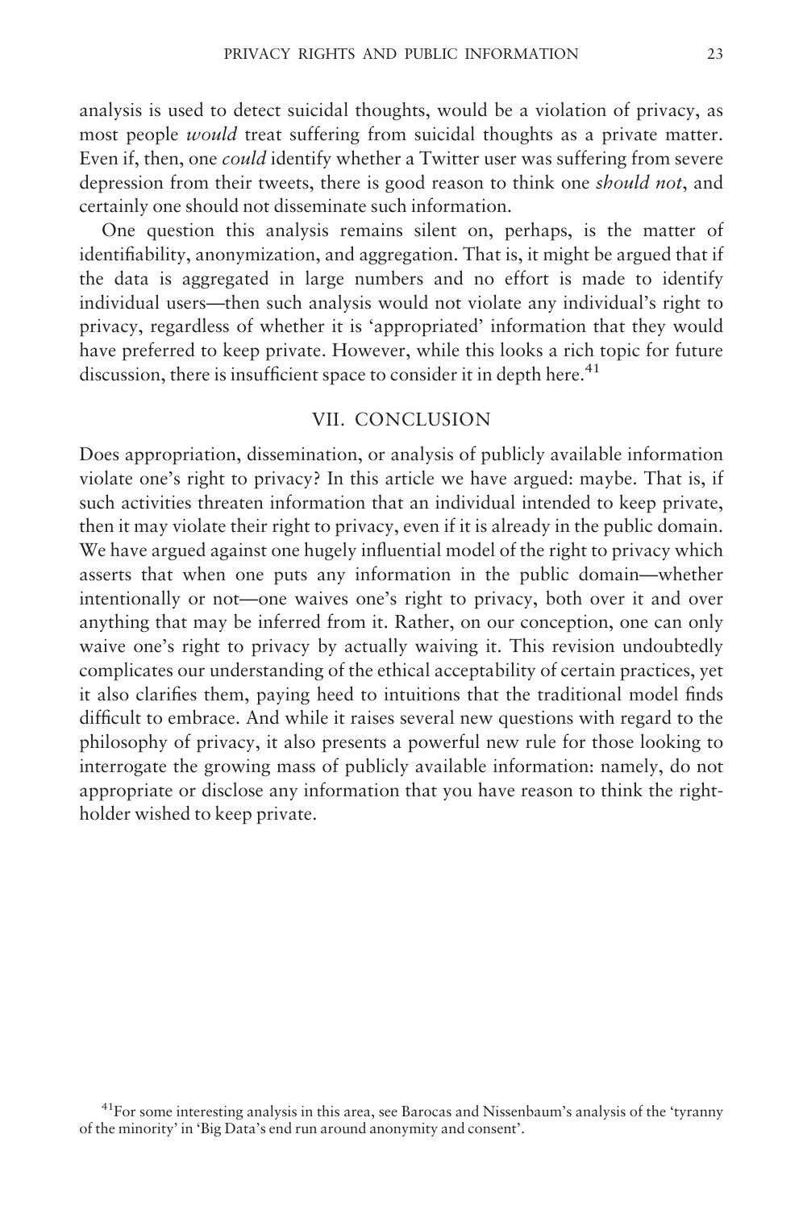analysis is used to detect suicidal thoughts, would be a violation of privacy, as most people *would* treat suffering from suicidal thoughts as a private matter. Even if, then, one *could* identify whether a Twitter user was suffering from severe depression from their tweets, there is good reason to think one *should not*, and certainly one should not disseminate such information.

One question this analysis remains silent on, perhaps, is the matter of identifiability, anonymization, and aggregation. That is, it might be argued that if the data is aggregated in large numbers and no effort is made to identify individual users—then such analysis would not violate any individual's right to privacy, regardless of whether it is 'appropriated' information that they would have preferred to keep private. However, while this looks a rich topic for future discussion, there is insufficient space to consider it in depth here.[41]

## VII. CONCLUSION

Does appropriation, dissemination, or analysis of publicly available information violate one's right to privacy? In this article we have argued: maybe. That is, if such activities threaten information that an individual intended to keep private, then it may violate their right to privacy, even if it is already in the public domain. We have argued against one hugely influential model of the right to privacy which asserts that when one puts any information in the public domain—whether intentionally or not—one waives one's right to privacy, both over it and over anything that may be inferred from it. Rather, on our conception, one can only waive one's right to privacy by actually waiving it. This revision undoubtedly complicates our understanding of the ethical acceptability of certain practices, yet it also clarifies them, paying heed to intuitions that the traditional model finds difficult to embrace. And while it raises several new questions with regard to the philosophy of privacy, it also presents a powerful new rule for those looking to interrogate the growing mass of publicly available information: namely, do not appropriate or disclose any information that you have reason to think the right-holder wished to keep private.

[41]For some interesting analysis in this area, see Barocas and Nissenbaum's analysis of the 'tyranny of the minority' in 'Big Data's end run around anonymity and consent'.